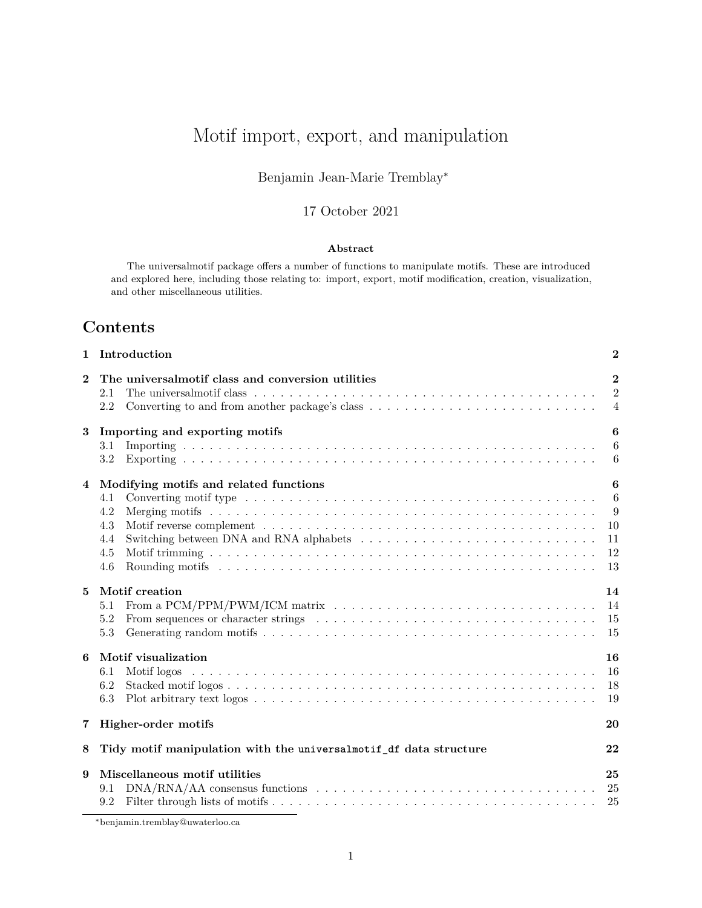# Motif import, export, and manipulation

Benjamin Jean-Marie Tremblay[*]

17 October 2021

**Abstract**

The universalmotif package offers a number of functions to manipulate motifs. These are introduced and explored here, including those relating to: import, export, motif modification, creation, visualization, and other miscellaneous utilities.

## Contents

- **1 Introduction** — 2
- **2 The universalmotif class and conversion utilities** — 2
  - 2.1 The universalmotif class — 2
  - 2.2 Converting to and from another package's class — 4
- **3 Importing and exporting motifs** — 6
  - 3.1 Importing — 6
  - 3.2 Exporting — 6
- **4 Modifying motifs and related functions** — 6
  - 4.1 Converting motif type — 6
  - 4.2 Merging motifs — 9
  - 4.3 Motif reverse complement — 10
  - 4.4 Switching between DNA and RNA alphabets — 11
  - 4.5 Motif trimming — 12
  - 4.6 Rounding motifs — 13
- **5 Motif creation** — 14
  - 5.1 From a PCM/PPM/PWM/ICM matrix — 14
  - 5.2 From sequences or character strings — 15
  - 5.3 Generating random motifs — 15
- **6 Motif visualization** — 16
  - 6.1 Motif logos — 16
  - 6.2 Stacked motif logos — 18
  - 6.3 Plot arbitrary text logos — 19
- **7 Higher-order motifs** — 20
- **8 Tidy motif manipulation with the `universalmotif_df` data structure** — 22
- **9 Miscellaneous motif utilities** — 25
  - 9.1 DNA/RNA/AA consensus functions — 25
  - 9.2 Filter through lists of motifs — 25

[*] benjamin.tremblay@uwaterloo.ca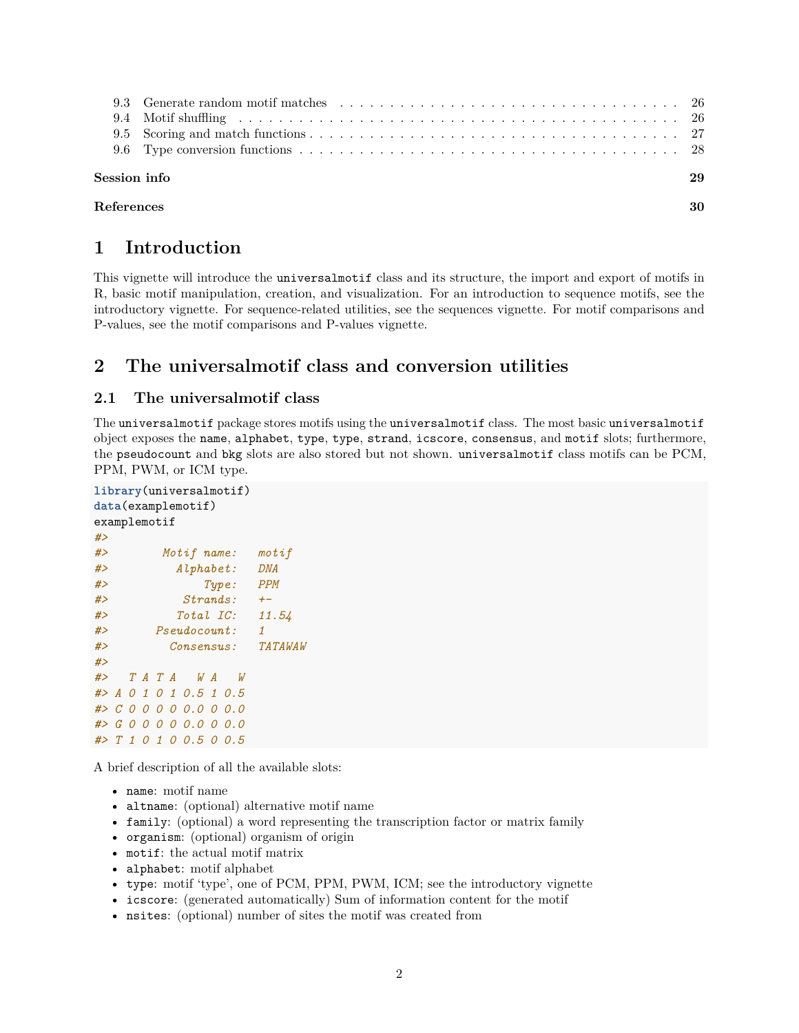| | | |
|---|---|---|
| 9.3 | Generate random motif matches | 26 |
| 9.4 | Motif shuffling | 26 |
| 9.5 | Scoring and match functions | 27 |
| 9.6 | Type conversion functions | 28 |

**Session info** 29

**References** 30

# 1 Introduction

This vignette will introduce the `universalmotif` class and its structure, the import and export of motifs in R, basic motif manipulation, creation, and visualization. For an introduction to sequence motifs, see the introductory vignette. For sequence-related utilities, see the sequences vignette. For motif comparisons and P-values, see the motif comparisons and P-values vignette.

# 2 The universalmotif class and conversion utilities

## 2.1 The universalmotif class

The `universalmotif` package stores motifs using the `universalmotif` class. The most basic `universalmotif` object exposes the `name`, `alphabet`, `type`, `type`, `strand`, `icscore`, `consensus`, and `motif` slots; furthermore, the `pseudocount` and `bkg` slots are also stored but not shown. `universalmotif` class motifs can be PCM, PPM, PWM, or ICM type.

```
library(universalmotif)
data(examplemotif)
examplemotif
#>
#>        Motif name:   motif
#>          Alphabet:   DNA
#>              Type:   PPM
#>           Strands:   +-
#>          Total IC:   11.54
#>       Pseudocount:   1
#>         Consensus:   TATAWAW
#>
#>   T A T A   W A   W
#> A 0 1 0 1 0.5 1 0.5
#> C 0 0 0 0 0.0 0 0.0
#> G 0 0 0 0 0.0 0 0.0
#> T 1 0 1 0 0.5 0 0.5
```

A brief description of all the available slots:

- `name`: motif name
- `altname`: (optional) alternative motif name
- `family`: (optional) a word representing the transcription factor or matrix family
- `organism`: (optional) organism of origin
- `motif`: the actual motif matrix
- `alphabet`: motif alphabet
- `type`: motif 'type', one of PCM, PPM, PWM, ICM; see the introductory vignette
- `icscore`: (generated automatically) Sum of information content for the motif
- `nsites`: (optional) number of sites the motif was created from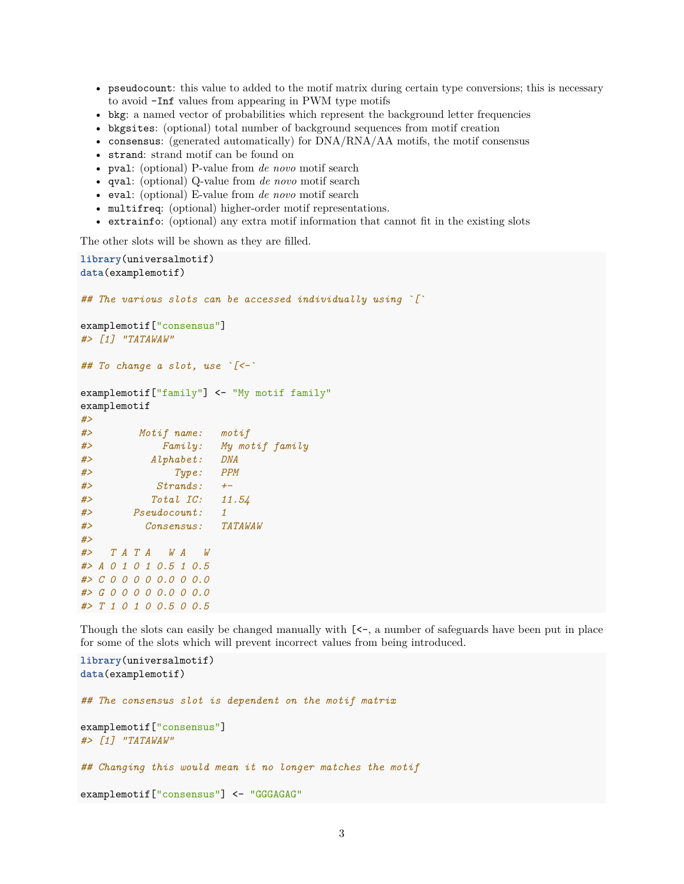- `pseudocount`: this value to added to the motif matrix during certain type conversions; this is necessary to avoid `-Inf` values from appearing in PWM type motifs
- `bkg`: a named vector of probabilities which represent the background letter frequencies
- `bkgsites`: (optional) total number of background sequences from motif creation
- `consensus`: (generated automatically) for DNA/RNA/AA motifs, the motif consensus
- `strand`: strand motif can be found on
- `pval`: (optional) P-value from *de novo* motif search
- `qval`: (optional) Q-value from *de novo* motif search
- `eval`: (optional) E-value from *de novo* motif search
- `multifreq`: (optional) higher-order motif representations.
- `extrainfo`: (optional) any extra motif information that cannot fit in the existing slots

The other slots will be shown as they are filled.

```
library(universalmotif)
data(examplemotif)

## The various slots can be accessed individually using `[`

examplemotif["consensus"]
#> [1] "TATAWAW"

## To change a slot, use `[<-`

examplemotif["family"] <- "My motif family"
examplemotif
#>
#>        Motif name:   motif
#>            Family:   My motif family
#>          Alphabet:   DNA
#>              Type:   PPM
#>           Strands:   +-
#>          Total IC:   11.54
#>       Pseudocount:   1
#>         Consensus:   TATAWAW
#>
#>   T A T A   W A   W
#> A 0 1 0 1 0.5 1 0.5
#> C 0 0 0 0 0.0 0 0.0
#> G 0 0 0 0 0.0 0 0.0
#> T 1 0 1 0 0.5 0 0.5
```

Though the slots can easily be changed manually with `[<-`, a number of safeguards have been put in place for some of the slots which will prevent incorrect values from being introduced.

```
library(universalmotif)
data(examplemotif)

## The consensus slot is dependent on the motif matrix

examplemotif["consensus"]
#> [1] "TATAWAW"

## Changing this would mean it no longer matches the motif

examplemotif["consensus"] <- "GGGAGAG"
```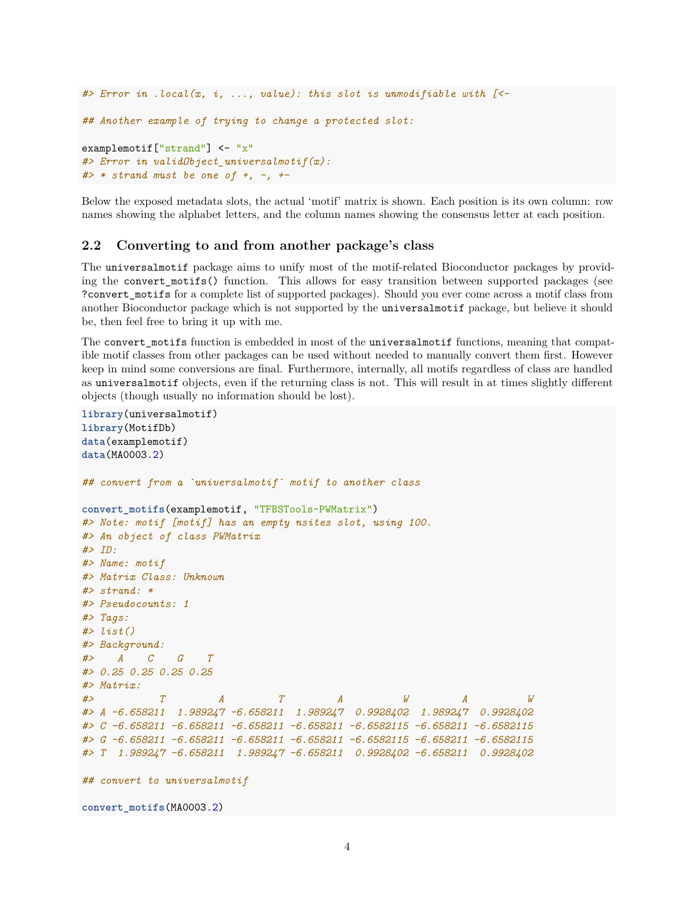```
#> Error in .local(x, i, ..., value): this slot is unmodifiable with [<-

## Another example of trying to change a protected slot:

examplemotif["strand"] <- "x"
#> Error in validObject_universalmotif(x):
#> * strand must be one of +, -, +-
```

Below the exposed metadata slots, the actual 'motif' matrix is shown. Each position is its own column: row names showing the alphabet letters, and the column names showing the consensus letter at each position.

## 2.2 Converting to and from another package's class

The `universalmotif` package aims to unify most of the motif-related Bioconductor packages by providing the `convert_motifs()` function. This allows for easy transition between supported packages (see `?convert_motifs` for a complete list of supported packages). Should you ever come across a motif class from another Bioconductor package which is not supported by the `universalmotif` package, but believe it should be, then feel free to bring it up with me.

The `convert_motifs` function is embedded in most of the `universalmotif` functions, meaning that compatible motif classes from other packages can be used without needed to manually convert them first. However keep in mind some conversions are final. Furthermore, internally, all motifs regardless of class are handled as `universalmotif` objects, even if the returning class is not. This will result in at times slightly different objects (though usually no information should be lost).

```
library(universalmotif)
library(MotifDb)
data(examplemotif)
data(MA0003.2)

## convert from a `universalmotif` motif to another class

convert_motifs(examplemotif, "TFBSTools-PWMatrix")
#> Note: motif [motif] has an empty nsites slot, using 100.
#> An object of class PWMatrix
#> ID:
#> Name: motif
#> Matrix Class: Unknown
#> strand: *
#> Pseudocounts: 1
#> Tags:
#> list()
#> Background:
#>    A    C    G    T
#> 0.25 0.25 0.25 0.25
#> Matrix:
#>           T         A         T         A          W         A          W
#> A -6.658211  1.989247 -6.658211  1.989247  0.9928402  1.989247  0.9928402
#> C -6.658211 -6.658211 -6.658211 -6.658211 -6.6582115 -6.658211 -6.6582115
#> G -6.658211 -6.658211 -6.658211 -6.658211 -6.6582115 -6.658211 -6.6582115
#> T  1.989247 -6.658211  1.989247 -6.658211  0.9928402 -6.658211  0.9928402

## convert to universalmotif

convert_motifs(MA0003.2)
```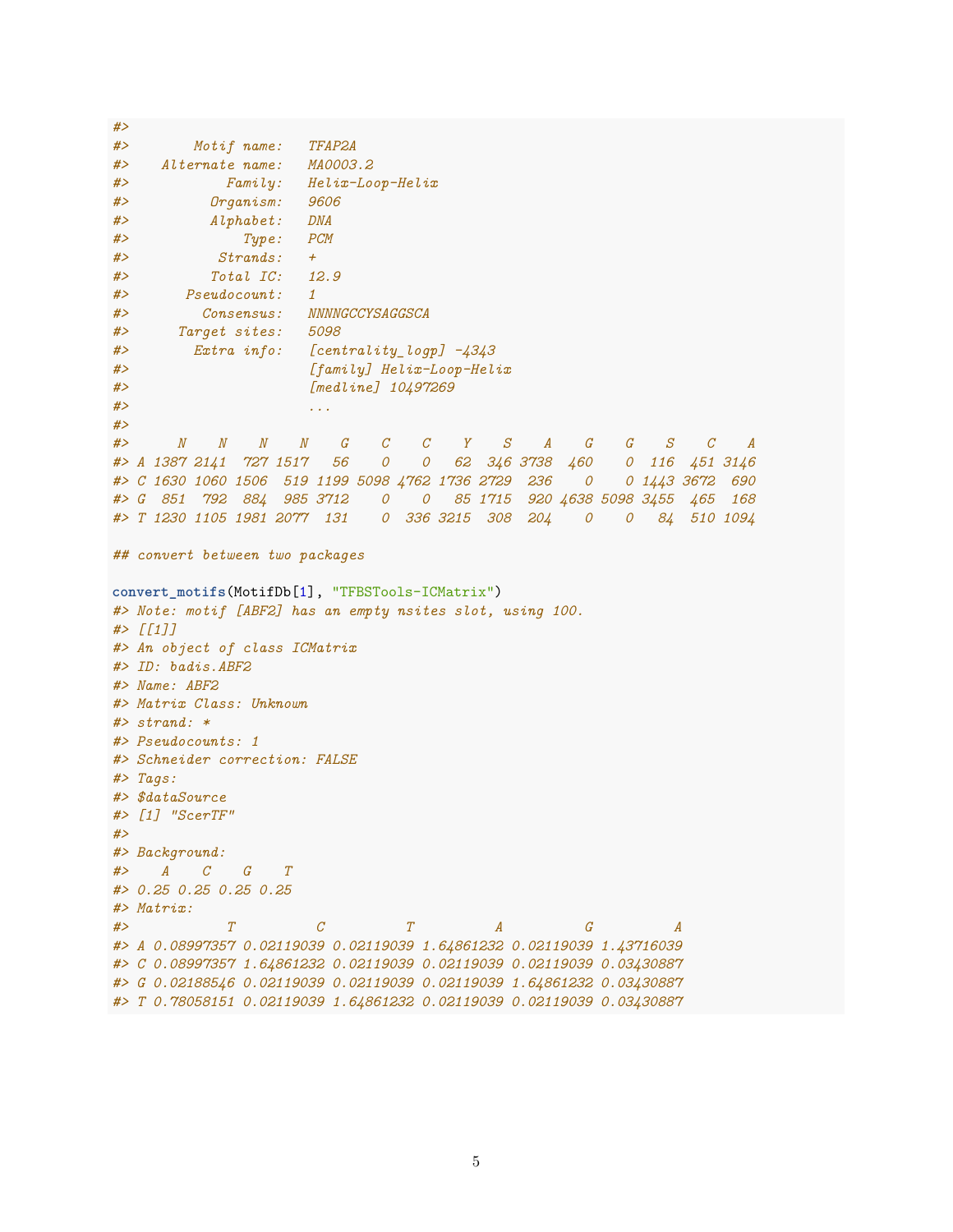```
#>
#>        Motif name:   TFAP2A
#>    Alternate name:   MA0003.2
#>            Family:   Helix-Loop-Helix
#>          Organism:   9606
#>          Alphabet:   DNA
#>              Type:   PCM
#>           Strands:   +
#>          Total IC:   12.9
#>       Pseudocount:   1
#>         Consensus:   NNNNGCCYSAGGSCA
#>      Target sites:   5098
#>        Extra info:   [centrality_logp] -4343
#>                      [family] Helix-Loop-Helix
#>                      [medline] 10497269
#>                      ...
#>
#>      N    N    N    N    G    C    C    Y    S    A    G    G    S    C    A
#> A 1387 2141  727 1517   56    0    0   62  346 3738  460    0  116  451 3146
#> C 1630 1060 1506  519 1199 5098 4762 1736 2729  236    0    0 1443 3672  690
#> G  851  792  884  985 3712    0    0   85 1715  920 4638 5098 3455  465  168
#> T 1230 1105 1981 2077  131    0  336 3215  308  204    0    0   84  510 1094

## convert between two packages

convert_motifs(MotifDb[1], "TFBSTools-ICMatrix")
#> Note: motif [ABF2] has an empty nsites slot, using 100.
#> [[1]]
#> An object of class ICMatrix
#> ID: badis.ABF2
#> Name: ABF2
#> Matrix Class: Unknown
#> strand: *
#> Pseudocounts: 1
#> Schneider correction: FALSE
#> Tags:
#> $dataSource
#> [1] "ScerTF"
#>
#> Background:
#>    A    C    G    T
#> 0.25 0.25 0.25 0.25
#> Matrix:
#>            T          C          T          A          G          A
#> A 0.08997357 0.02119039 0.02119039 1.64861232 0.02119039 1.43716039
#> C 0.08997357 1.64861232 0.02119039 0.02119039 0.02119039 0.03430887
#> G 0.02188546 0.02119039 0.02119039 0.02119039 1.64861232 0.03430887
#> T 0.78058151 0.02119039 1.64861232 0.02119039 0.02119039 0.03430887
```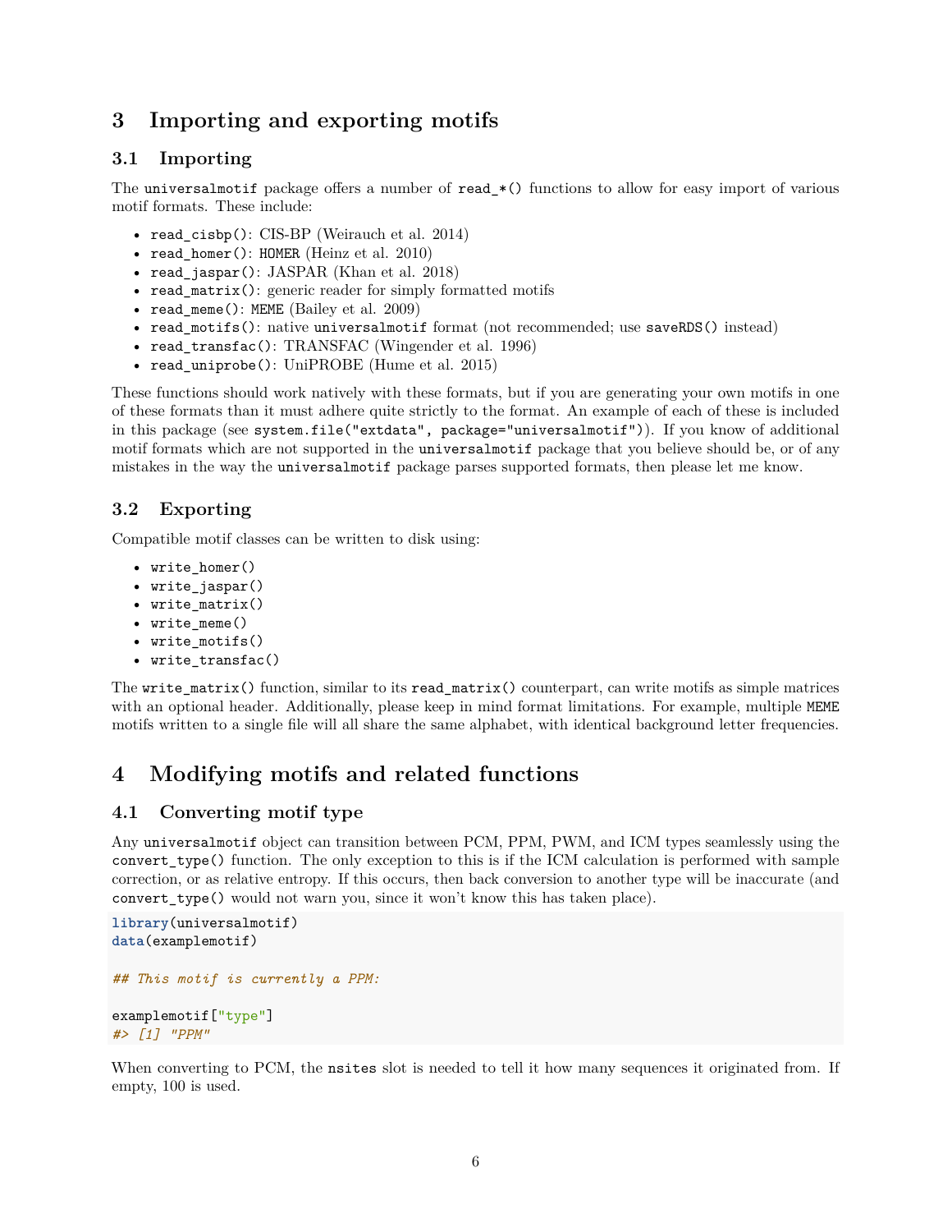# 3 Importing and exporting motifs

## 3.1 Importing

The `universalmotif` package offers a number of `read_*()` functions to allow for easy import of various motif formats. These include:

- `read_cisbp()`: CIS-BP (Weirauch et al. 2014)
- `read_homer()`: `HOMER` (Heinz et al. 2010)
- `read_jaspar()`: JASPAR (Khan et al. 2018)
- `read_matrix()`: generic reader for simply formatted motifs
- `read_meme()`: `MEME` (Bailey et al. 2009)
- `read_motifs()`: native `universalmotif` format (not recommended; use `saveRDS()` instead)
- `read_transfac()`: TRANSFAC (Wingender et al. 1996)
- `read_uniprobe()`: UniPROBE (Hume et al. 2015)

These functions should work natively with these formats, but if you are generating your own motifs in one of these formats than it must adhere quite strictly to the format. An example of each of these is included in this package (see `system.file("extdata", package="universalmotif")`). If you know of additional motif formats which are not supported in the `universalmotif` package that you believe should be, or of any mistakes in the way the `universalmotif` package parses supported formats, then please let me know.

## 3.2 Exporting

Compatible motif classes can be written to disk using:

- `write_homer()`
- `write_jaspar()`
- `write_matrix()`
- `write_meme()`
- `write_motifs()`
- `write_transfac()`

The `write_matrix()` function, similar to its `read_matrix()` counterpart, can write motifs as simple matrices with an optional header. Additionally, please keep in mind format limitations. For example, multiple `MEME` motifs written to a single file will all share the same alphabet, with identical background letter frequencies.

# 4 Modifying motifs and related functions

## 4.1 Converting motif type

Any `universalmotif` object can transition between PCM, PPM, PWM, and ICM types seamlessly using the `convert_type()` function. The only exception to this is if the ICM calculation is performed with sample correction, or as relative entropy. If this occurs, then back conversion to another type will be inaccurate (and `convert_type()` would not warn you, since it won't know this has taken place).

```
library(universalmotif)
data(examplemotif)

## This motif is currently a PPM:

examplemotif["type"]
#> [1] "PPM"
```

When converting to PCM, the `nsites` slot is needed to tell it how many sequences it originated from. If empty, 100 is used.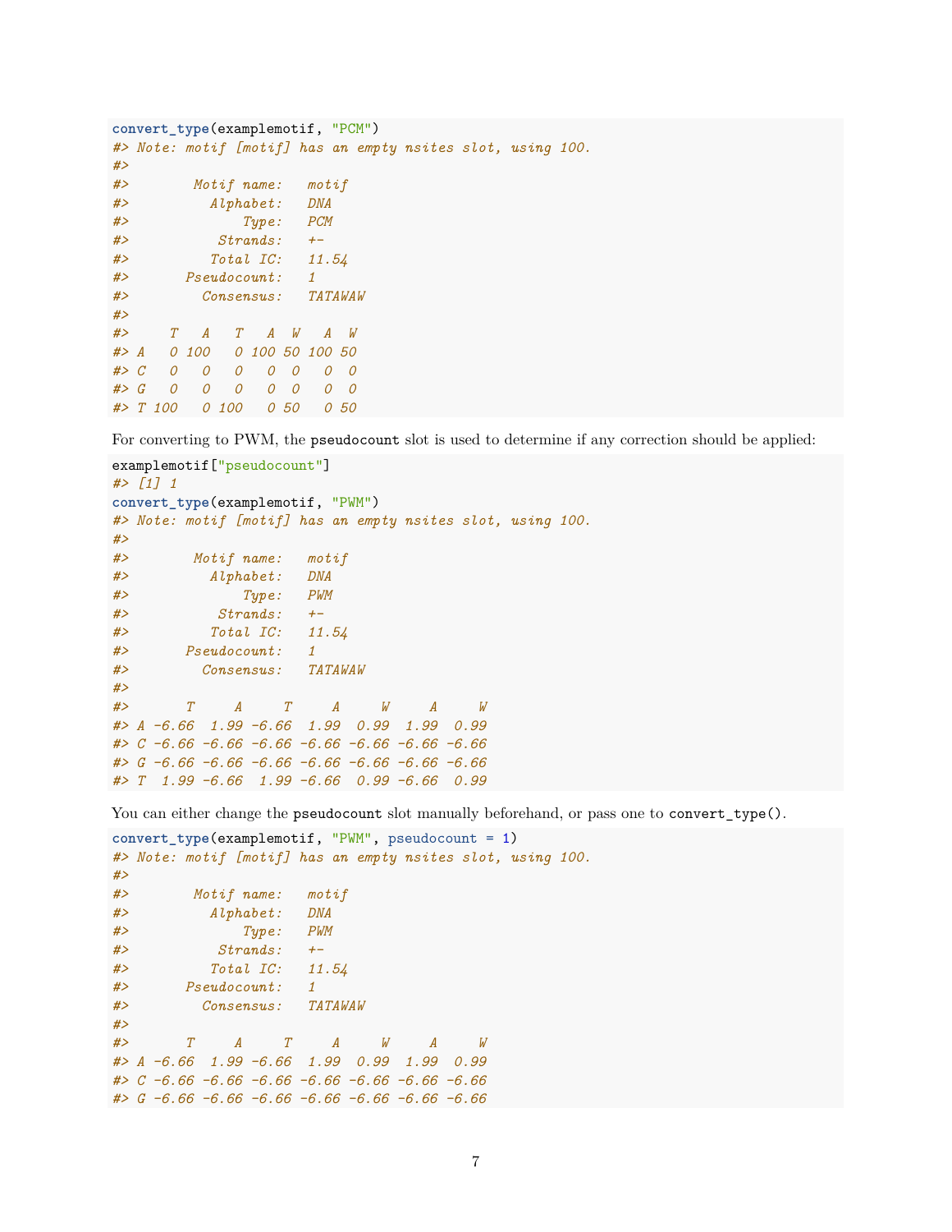```r
convert_type(examplemotif, "PCM")
#> Note: motif [motif] has an empty nsites slot, using 100.
#> 
#>        Motif name:   motif
#>          Alphabet:   DNA
#>              Type:   PCM
#>           Strands:   +-
#>          Total IC:   11.54
#>       Pseudocount:   1
#>         Consensus:   TATAWAW
#> 
#>     T   A   T   A  W   A  W
#> A   0 100   0 100 50 100 50
#> C   0   0   0   0  0   0  0
#> G   0   0   0   0  0   0  0
#> T 100   0 100   0 50   0 50
```

For converting to PWM, the `pseudocount` slot is used to determine if any correction should be applied:

```r
examplemotif["pseudocount"]
#> [1] 1
convert_type(examplemotif, "PWM")
#> Note: motif [motif] has an empty nsites slot, using 100.
#> 
#>        Motif name:   motif
#>          Alphabet:   DNA
#>              Type:   PWM
#>           Strands:   +-
#>          Total IC:   11.54
#>       Pseudocount:   1
#>         Consensus:   TATAWAW
#> 
#>       T     A     T     A     W     A     W
#> A -6.66  1.99 -6.66  1.99  0.99  1.99  0.99
#> C -6.66 -6.66 -6.66 -6.66 -6.66 -6.66 -6.66
#> G -6.66 -6.66 -6.66 -6.66 -6.66 -6.66 -6.66
#> T  1.99 -6.66  1.99 -6.66  0.99 -6.66  0.99
```

You can either change the `pseudocount` slot manually beforehand, or pass one to `convert_type()`.

```r
convert_type(examplemotif, "PWM", pseudocount = 1)
#> Note: motif [motif] has an empty nsites slot, using 100.
#> 
#>        Motif name:   motif
#>          Alphabet:   DNA
#>              Type:   PWM
#>           Strands:   +-
#>          Total IC:   11.54
#>       Pseudocount:   1
#>         Consensus:   TATAWAW
#> 
#>       T     A     T     A     W     A     W
#> A -6.66  1.99 -6.66  1.99  0.99  1.99  0.99
#> C -6.66 -6.66 -6.66 -6.66 -6.66 -6.66 -6.66
#> G -6.66 -6.66 -6.66 -6.66 -6.66 -6.66 -6.66
```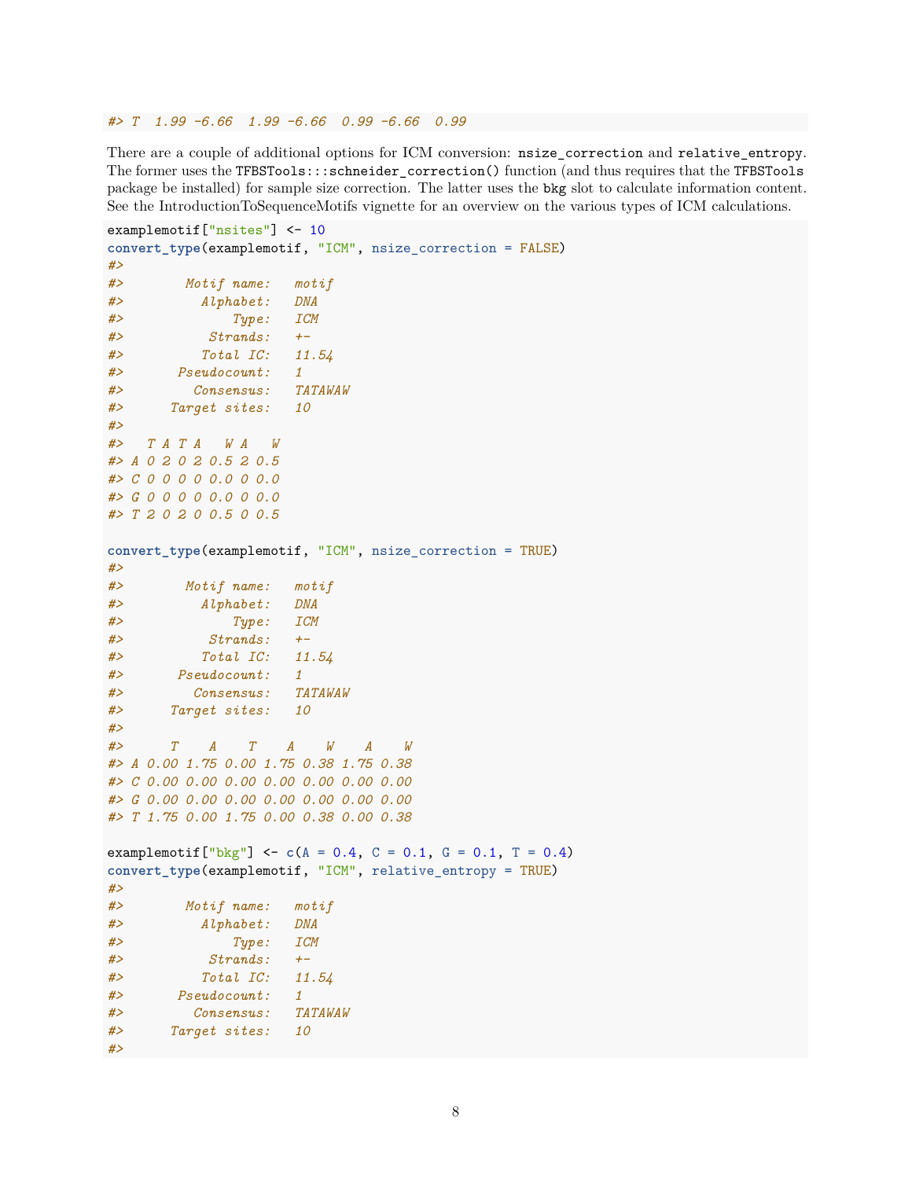```
#> T  1.99 -6.66  1.99 -6.66  0.99 -6.66  0.99
```

There are a couple of additional options for ICM conversion: `nsize_correction` and `relative_entropy`. The former uses the `TFBSTools:::schneider_correction()` function (and thus requires that the `TFBSTools` package be installed) for sample size correction. The latter uses the `bkg` slot to calculate information content. See the IntroductionToSequenceMotifs vignette for an overview on the various types of ICM calculations.

```
examplemotif["nsites"] <- 10
convert_type(examplemotif, "ICM", nsize_correction = FALSE)
#>
#>        Motif name:   motif
#>          Alphabet:   DNA
#>              Type:   ICM
#>           Strands:   +-
#>          Total IC:   11.54
#>       Pseudocount:   1
#>         Consensus:   TATAWAW
#>      Target sites:   10
#>
#>   T A T A   W A   W
#> A 0 2 0 2 0.5 2 0.5
#> C 0 0 0 0 0.0 0 0.0
#> G 0 0 0 0 0.0 0 0.0
#> T 2 0 2 0 0.5 0 0.5

convert_type(examplemotif, "ICM", nsize_correction = TRUE)
#>
#>        Motif name:   motif
#>          Alphabet:   DNA
#>              Type:   ICM
#>           Strands:   +-
#>          Total IC:   11.54
#>       Pseudocount:   1
#>         Consensus:   TATAWAW
#>      Target sites:   10
#>
#>      T    A    T    A    W    A    W
#> A 0.00 1.75 0.00 1.75 0.38 1.75 0.38
#> C 0.00 0.00 0.00 0.00 0.00 0.00 0.00
#> G 0.00 0.00 0.00 0.00 0.00 0.00 0.00
#> T 1.75 0.00 1.75 0.00 0.38 0.00 0.38

examplemotif["bkg"] <- c(A = 0.4, C = 0.1, G = 0.1, T = 0.4)
convert_type(examplemotif, "ICM", relative_entropy = TRUE)
#>
#>        Motif name:   motif
#>          Alphabet:   DNA
#>              Type:   ICM
#>           Strands:   +-
#>          Total IC:   11.54
#>       Pseudocount:   1
#>         Consensus:   TATAWAW
#>      Target sites:   10
#>
```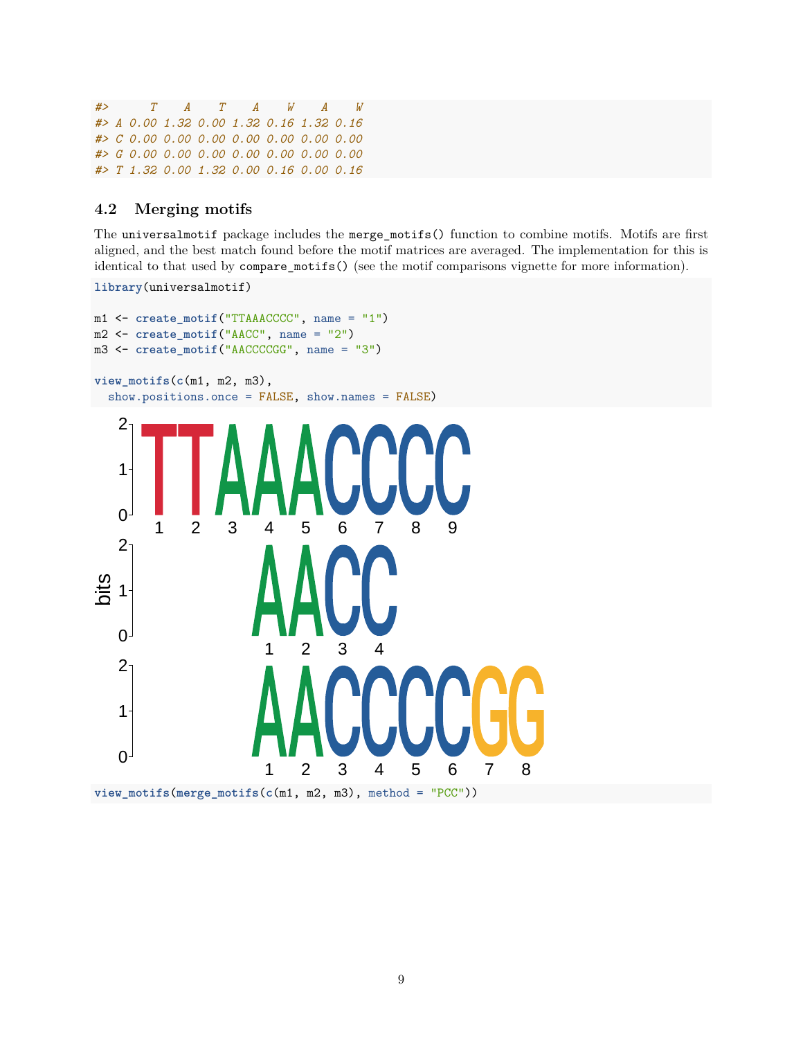```
#>      T    A    T    A    W    A    W
#> A 0.00 1.32 0.00 1.32 0.16 1.32 0.16
#> C 0.00 0.00 0.00 0.00 0.00 0.00 0.00
#> G 0.00 0.00 0.00 0.00 0.00 0.00 0.00
#> T 1.32 0.00 1.32 0.00 0.16 0.00 0.16
```

### 4.2 Merging motifs

The `universalmotif` package includes the `merge_motifs()` function to combine motifs. Motifs are first aligned, and the best match found before the motif matrices are averaged. The implementation for this is identical to that used by `compare_motifs()` (see the motif comparisons vignette for more information).

```
library(universalmotif)

m1 <- create_motif("TTAAACCCC", name = "1")
m2 <- create_motif("AACC", name = "2")
m3 <- create_motif("AACCCCGG", name = "3")

view_motifs(c(m1, m2, m3),
  show.positions.once = FALSE, show.names = FALSE)
```

```
view_motifs(merge_motifs(c(m1, m2, m3), method = "PCC"))
```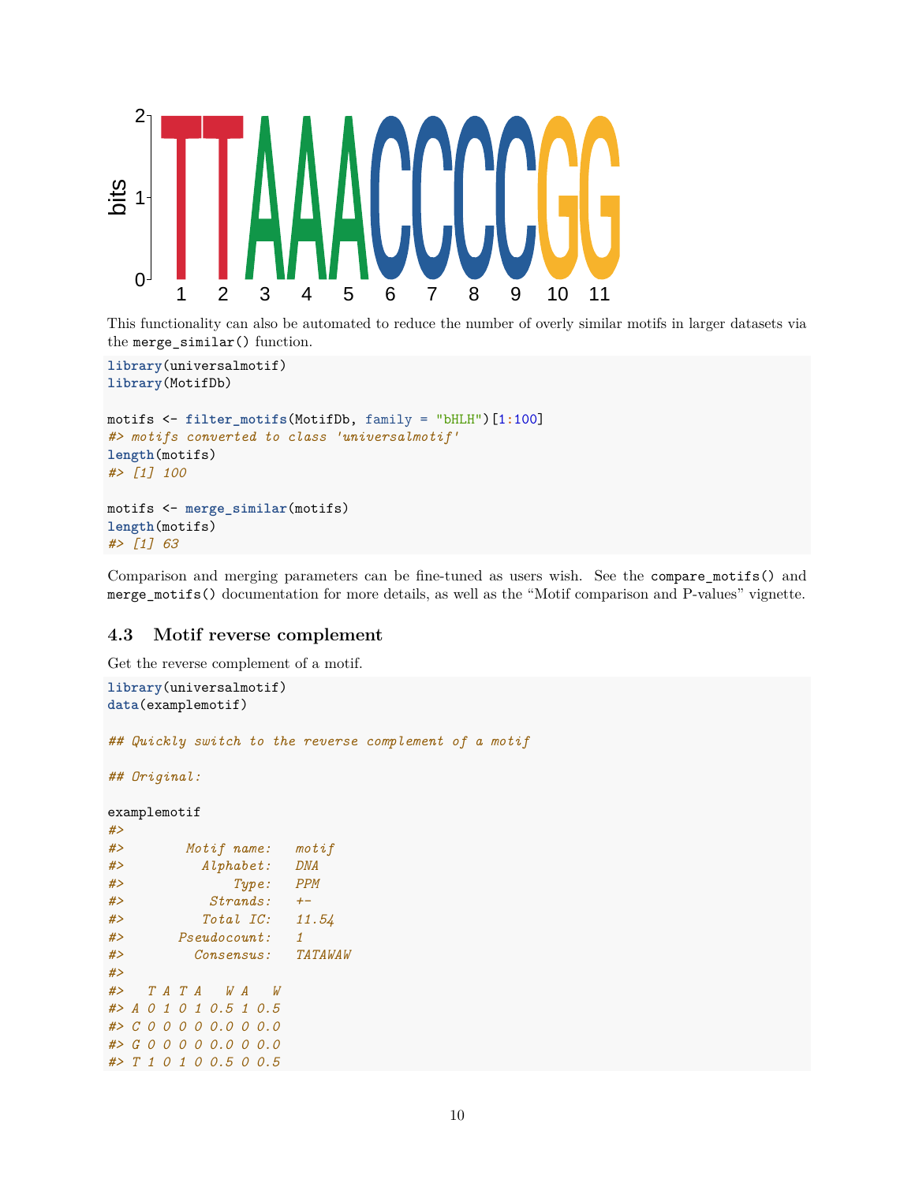This functionality can also be automated to reduce the number of overly similar motifs in larger datasets via the `merge_similar()` function.

```
library(universalmotif)
library(MotifDb)

motifs <- filter_motifs(MotifDb, family = "bHLH")[1:100]
#> motifs converted to class 'universalmotif'
length(motifs)
#> [1] 100

motifs <- merge_similar(motifs)
length(motifs)
#> [1] 63
```

Comparison and merging parameters can be fine-tuned as users wish. See the `compare_motifs()` and `merge_motifs()` documentation for more details, as well as the "Motif comparison and P-values" vignette.

### 4.3 Motif reverse complement

Get the reverse complement of a motif.

```
library(universalmotif)
data(examplemotif)

## Quickly switch to the reverse complement of a motif

## Original:

examplemotif
#>
#>        Motif name:   motif
#>          Alphabet:   DNA
#>              Type:   PPM
#>           Strands:   +-
#>          Total IC:   11.54
#>       Pseudocount:   1
#>         Consensus:   TATAWAW
#>
#>   T A T A   W A   W
#> A 0 1 0 1 0.5 1 0.5
#> C 0 0 0 0 0.0 0 0.0
#> G 0 0 0 0 0.0 0 0.0
#> T 1 0 1 0 0.5 0 0.5
```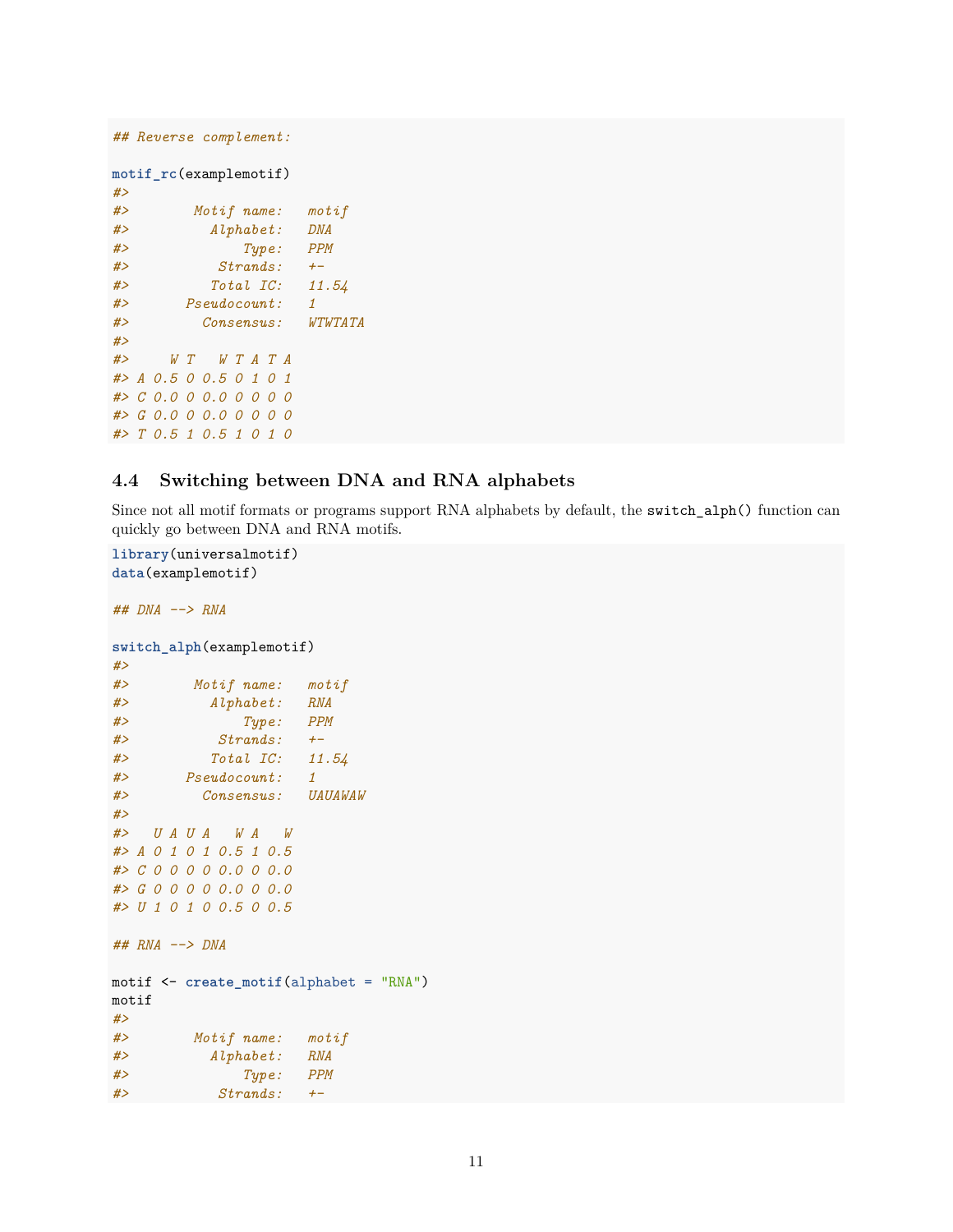```r
## Reverse complement:

motif_rc(examplemotif)
#>
#>        Motif name:   motif
#>          Alphabet:   DNA
#>              Type:   PPM
#>           Strands:   +-
#>          Total IC:   11.54
#>       Pseudocount:   1
#>         Consensus:   WTWTATA
#>
#>     W T   W T A T A
#> A 0.5 0 0.5 0 1 0 1
#> C 0.0 0 0.0 0 0 0 0
#> G 0.0 0 0.0 0 0 0 0
#> T 0.5 1 0.5 1 0 1 0
```

### 4.4 Switching between DNA and RNA alphabets

Since not all motif formats or programs support RNA alphabets by default, the `switch_alph()` function can quickly go between DNA and RNA motifs.

```r
library(universalmotif)
data(examplemotif)

## DNA --> RNA

switch_alph(examplemotif)
#>
#>        Motif name:   motif
#>          Alphabet:   RNA
#>              Type:   PPM
#>           Strands:   +-
#>          Total IC:   11.54
#>       Pseudocount:   1
#>         Consensus:   UAUAWAW
#>
#>   U A U A   W A   W
#> A 0 1 0 1 0.5 1 0.5
#> C 0 0 0 0 0.0 0 0.0
#> G 0 0 0 0 0.0 0 0.0
#> U 1 0 1 0 0.5 0 0.5

## RNA --> DNA

motif <- create_motif(alphabet = "RNA")
motif
#>
#>        Motif name:   motif
#>          Alphabet:   RNA
#>              Type:   PPM
#>           Strands:   +-
```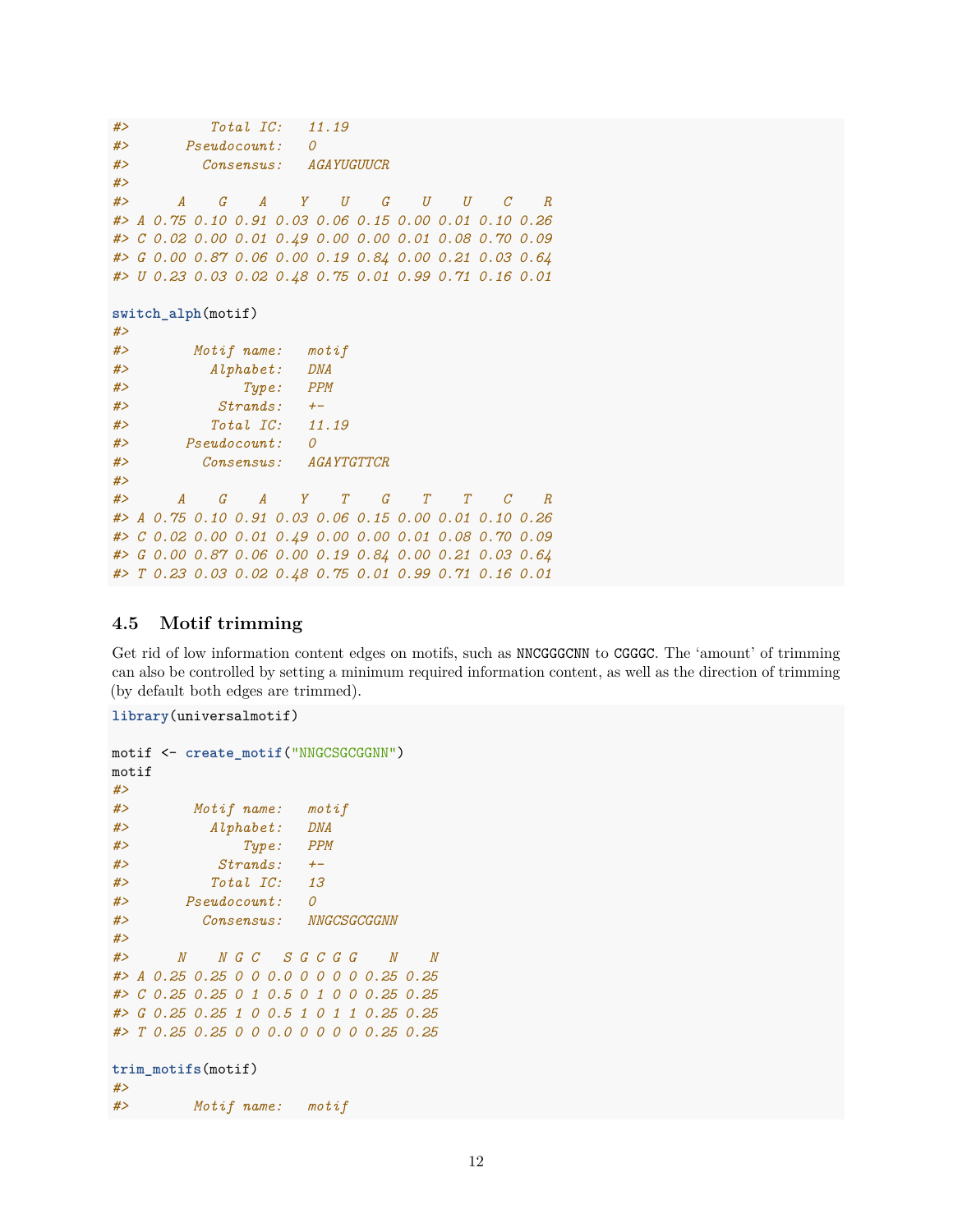```
#>          Total IC:   11.19
#>       Pseudocount:   0
#>         Consensus:   AGAYUGUUCR
#>
#>      A    G    A    Y    U    G    U    U    C    R
#> A 0.75 0.10 0.91 0.03 0.06 0.15 0.00 0.01 0.10 0.26
#> C 0.02 0.00 0.01 0.49 0.00 0.00 0.01 0.08 0.70 0.09
#> G 0.00 0.87 0.06 0.00 0.19 0.84 0.00 0.21 0.03 0.64
#> U 0.23 0.03 0.02 0.48 0.75 0.01 0.99 0.71 0.16 0.01

switch_alph(motif)
#>
#>        Motif name:   motif
#>          Alphabet:   DNA
#>              Type:   PPM
#>           Strands:   +-
#>          Total IC:   11.19
#>       Pseudocount:   0
#>         Consensus:   AGAYTGTTCR
#>
#>      A    G    A    Y    T    G    T    T    C    R
#> A 0.75 0.10 0.91 0.03 0.06 0.15 0.00 0.01 0.10 0.26
#> C 0.02 0.00 0.01 0.49 0.00 0.00 0.01 0.08 0.70 0.09
#> G 0.00 0.87 0.06 0.00 0.19 0.84 0.00 0.21 0.03 0.64
#> T 0.23 0.03 0.02 0.48 0.75 0.01 0.99 0.71 0.16 0.01
```

### 4.5 Motif trimming

Get rid of low information content edges on motifs, such as NNCGGGCNN to CGGGC. The 'amount' of trimming can also be controlled by setting a minimum required information content, as well as the direction of trimming (by default both edges are trimmed).

```
library(universalmotif)

motif <- create_motif("NNGCSGCGGNN")
motif
#>
#>        Motif name:   motif
#>          Alphabet:   DNA
#>              Type:   PPM
#>           Strands:   +-
#>          Total IC:   13
#>       Pseudocount:   0
#>         Consensus:   NNGCSGCGGNN
#>
#>      N    N G C   S G C G G    N    N
#> A 0.25 0.25 0 0 0.0 0 0 0 0 0.25 0.25
#> C 0.25 0.25 0 1 0.5 0 1 0 0 0.25 0.25
#> G 0.25 0.25 1 0 0.5 1 0 1 1 0.25 0.25
#> T 0.25 0.25 0 0 0.0 0 0 0 0 0.25 0.25

trim_motifs(motif)
#>
#>        Motif name:   motif
```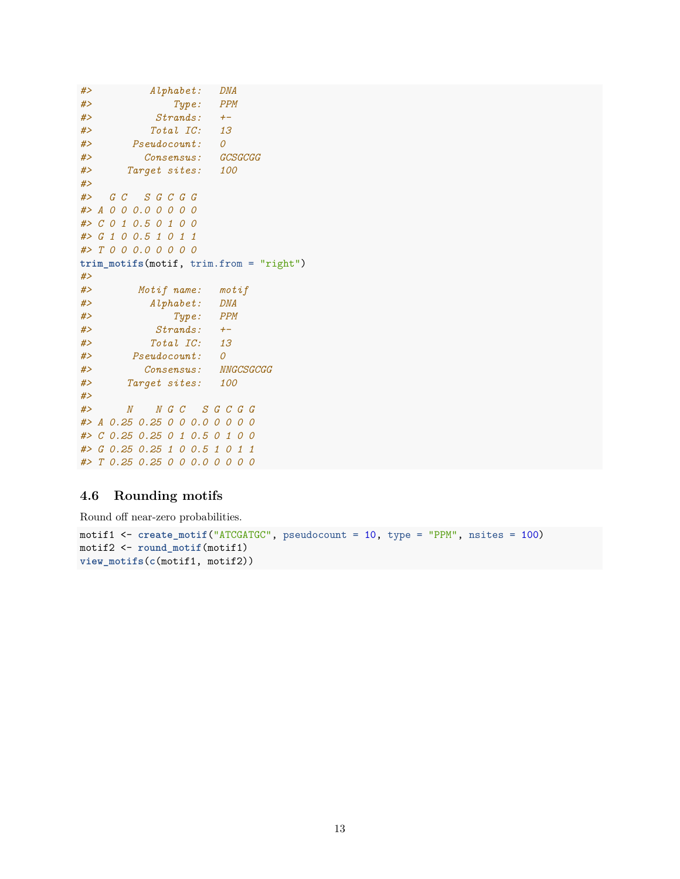```
#>          Alphabet:   DNA
#>              Type:   PPM
#>           Strands:   +-
#>          Total IC:   13
#>       Pseudocount:   0
#>         Consensus:   GCSGCGG
#>      Target sites:   100
#>
#>   G C   S G C G G
#> A 0 0 0.0 0 0 0 0
#> C 0 1 0.5 0 1 0 0
#> G 1 0 0.5 1 0 1 1
#> T 0 0 0.0 0 0 0 0
trim_motifs(motif, trim.from = "right")
#>
#>        Motif name:   motif
#>          Alphabet:   DNA
#>              Type:   PPM
#>           Strands:   +-
#>          Total IC:   13
#>       Pseudocount:   0
#>         Consensus:   NNGCSGCGG
#>      Target sites:   100
#>
#>      N    N G C   S G C G G
#> A 0.25 0.25 0 0 0.0 0 0 0 0
#> C 0.25 0.25 0 1 0.5 0 1 0 0
#> G 0.25 0.25 1 0 0.5 1 0 1 1
#> T 0.25 0.25 0 0 0.0 0 0 0 0
```

### 4.6 Rounding motifs

Round off near-zero probabilities.

```
motif1 <- create_motif("ATCGATGC", pseudocount = 10, type = "PPM", nsites = 100)
motif2 <- round_motif(motif1)
view_motifs(c(motif1, motif2))
```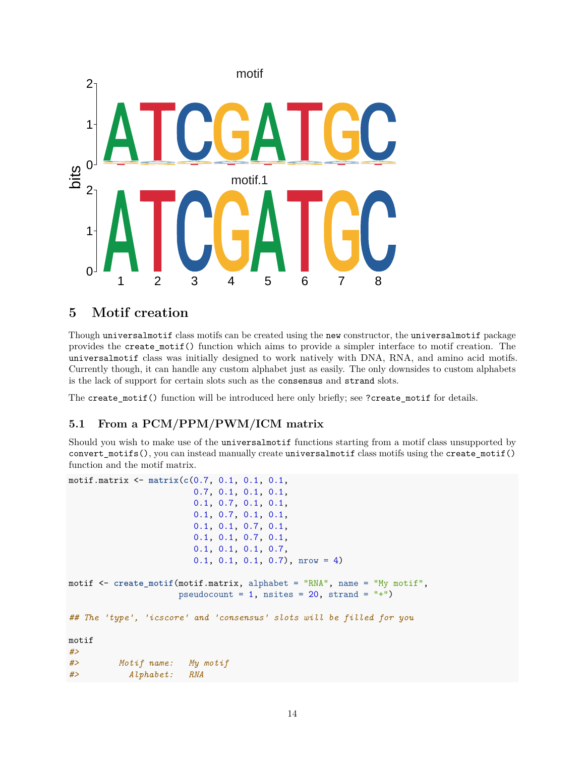## 5 Motif creation

Though `universalmotif` class motifs can be created using the `new` constructor, the `universalmotif` package provides the `create_motif()` function which aims to provide a simpler interface to motif creation. The `universalmotif` class was initially designed to work natively with DNA, RNA, and amino acid motifs. Currently though, it can handle any custom alphabet just as easily. The only downsides to custom alphabets is the lack of support for certain slots such as the `consensus` and `strand` slots.

The `create_motif()` function will be introduced here only briefly; see `?create_motif` for details.

### 5.1 From a PCM/PPM/PWM/ICM matrix

Should you wish to make use of the `universalmotif` functions starting from a motif class unsupported by `convert_motifs()`, you can instead manually create `universalmotif` class motifs using the `create_motif()` function and the motif matrix.

```
motif.matrix <- matrix(c(0.7, 0.1, 0.1, 0.1,
                         0.7, 0.1, 0.1, 0.1,
                         0.1, 0.7, 0.1, 0.1,
                         0.1, 0.7, 0.1, 0.1,
                         0.1, 0.1, 0.7, 0.1,
                         0.1, 0.1, 0.7, 0.1,
                         0.1, 0.1, 0.1, 0.7,
                         0.1, 0.1, 0.1, 0.7), nrow = 4)

motif <- create_motif(motif.matrix, alphabet = "RNA", name = "My motif",
                      pseudocount = 1, nsites = 20, strand = "+")

## The 'type', 'icscore' and 'consensus' slots will be filled for you

motif
#>
#>        Motif name:   My motif
#>          Alphabet:   RNA
```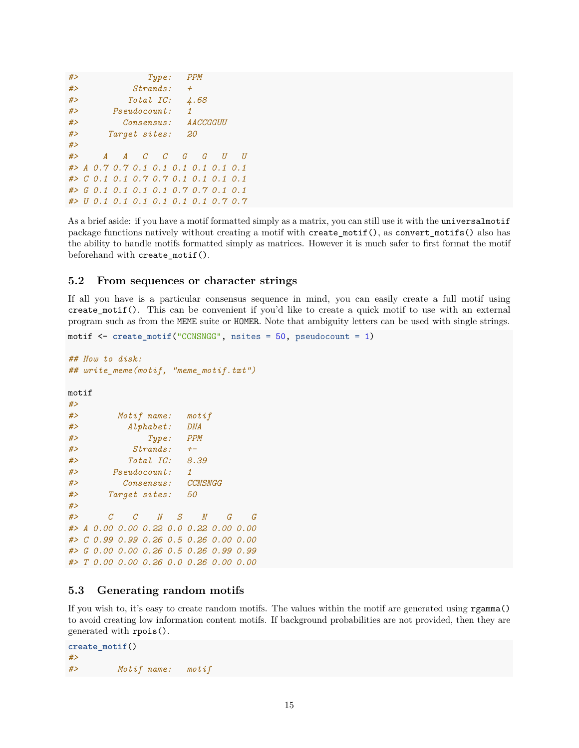```
#>              Type:   PPM
#>           Strands:   +
#>          Total IC:   4.68
#>       Pseudocount:   1
#>         Consensus:   AACCGGUU
#>      Target sites:   20
#>
#>     A   A   C   C   G   G   U   U
#> A 0.7 0.7 0.1 0.1 0.1 0.1 0.1 0.1
#> C 0.1 0.1 0.7 0.7 0.1 0.1 0.1 0.1
#> G 0.1 0.1 0.1 0.1 0.7 0.7 0.1 0.1
#> U 0.1 0.1 0.1 0.1 0.1 0.1 0.7 0.7
```

As a brief aside: if you have a motif formatted simply as a matrix, you can still use it with the `universalmotif` package functions natively without creating a motif with `create_motif()`, as `convert_motifs()` also has the ability to handle motifs formatted simply as matrices. However it is much safer to first format the motif beforehand with `create_motif()`.

### 5.2 From sequences or character strings

If all you have is a particular consensus sequence in mind, you can easily create a full motif using `create_motif()`. This can be convenient if you'd like to create a quick motif to use with an external program such as from the `MEME` suite or `HOMER`. Note that ambiguity letters can be used with single strings.

```
motif <- create_motif("CCNSNGG", nsites = 50, pseudocount = 1)

## Now to disk:
## write_meme(motif, "meme_motif.txt")

motif
#>
#>        Motif name:   motif
#>          Alphabet:   DNA
#>              Type:   PPM
#>           Strands:   +-
#>          Total IC:   8.39
#>       Pseudocount:   1
#>         Consensus:   CCNSNGG
#>      Target sites:   50
#>
#>      C    C    N   S    N    G    G
#> A 0.00 0.00 0.22 0.0 0.22 0.00 0.00
#> C 0.99 0.99 0.26 0.5 0.26 0.00 0.00
#> G 0.00 0.00 0.26 0.5 0.26 0.99 0.99
#> T 0.00 0.00 0.26 0.0 0.26 0.00 0.00
```

### 5.3 Generating random motifs

If you wish to, it's easy to create random motifs. The values within the motif are generated using `rgamma()` to avoid creating low information content motifs. If background probabilities are not provided, then they are generated with `rpois()`.

```
create_motif()
#>
#>        Motif name:   motif
```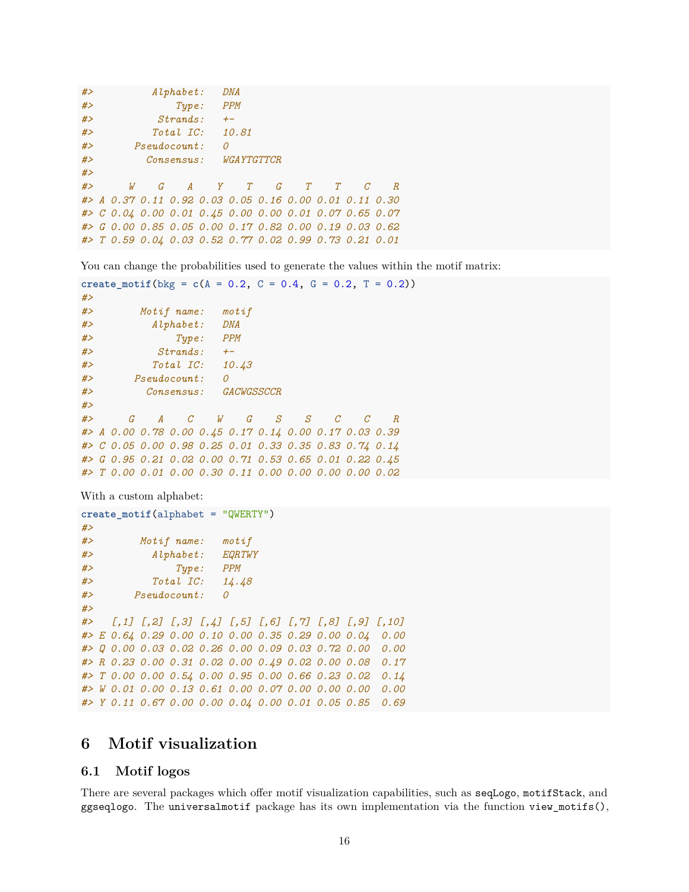```
#>          Alphabet:   DNA
#>              Type:   PPM
#>           Strands:   +-
#>          Total IC:   10.81
#>       Pseudocount:   0
#>         Consensus:   WGAYTGTTCR
#>
#>      W    G    A    Y    T    G    T    T    C    R
#> A 0.37 0.11 0.92 0.03 0.05 0.16 0.00 0.01 0.11 0.30
#> C 0.04 0.00 0.01 0.45 0.00 0.00 0.01 0.07 0.65 0.07
#> G 0.00 0.85 0.05 0.00 0.17 0.82 0.00 0.19 0.03 0.62
#> T 0.59 0.04 0.03 0.52 0.77 0.02 0.99 0.73 0.21 0.01
```

You can change the probabilities used to generate the values within the motif matrix:

```
create_motif(bkg = c(A = 0.2, C = 0.4, G = 0.2, T = 0.2))
#>
#>        Motif name:   motif
#>          Alphabet:   DNA
#>              Type:   PPM
#>           Strands:   +-
#>          Total IC:   10.43
#>       Pseudocount:   0
#>         Consensus:   GACWGSSCCR
#>
#>      G    A    C    W    G    S    S    C    C    R
#> A 0.00 0.78 0.00 0.45 0.17 0.14 0.00 0.17 0.03 0.39
#> C 0.05 0.00 0.98 0.25 0.01 0.33 0.35 0.83 0.74 0.14
#> G 0.95 0.21 0.02 0.00 0.71 0.53 0.65 0.01 0.22 0.45
#> T 0.00 0.01 0.00 0.30 0.11 0.00 0.00 0.00 0.00 0.02
```

With a custom alphabet:

```
create_motif(alphabet = "QWERTY")
#>
#>        Motif name:   motif
#>          Alphabet:   EQRTWY
#>              Type:   PPM
#>          Total IC:   14.48
#>       Pseudocount:   0
#>
#>   [,1] [,2] [,3] [,4] [,5] [,6] [,7] [,8] [,9] [,10]
#> E 0.64 0.29 0.00 0.10 0.00 0.35 0.29 0.00 0.04  0.00
#> Q 0.00 0.03 0.02 0.26 0.00 0.09 0.03 0.72 0.00  0.00
#> R 0.23 0.00 0.31 0.02 0.00 0.49 0.02 0.00 0.08  0.17
#> T 0.00 0.00 0.54 0.00 0.95 0.00 0.66 0.23 0.02  0.14
#> W 0.01 0.00 0.13 0.61 0.00 0.07 0.00 0.00 0.00  0.00
#> Y 0.11 0.67 0.00 0.00 0.04 0.00 0.01 0.05 0.85  0.69
```

# 6 Motif visualization

## 6.1 Motif logos

There are several packages which offer motif visualization capabilities, such as `seqLogo`, `motifStack`, and `ggseqlogo`. The `universalmotif` package has its own implementation via the function `view_motifs()`,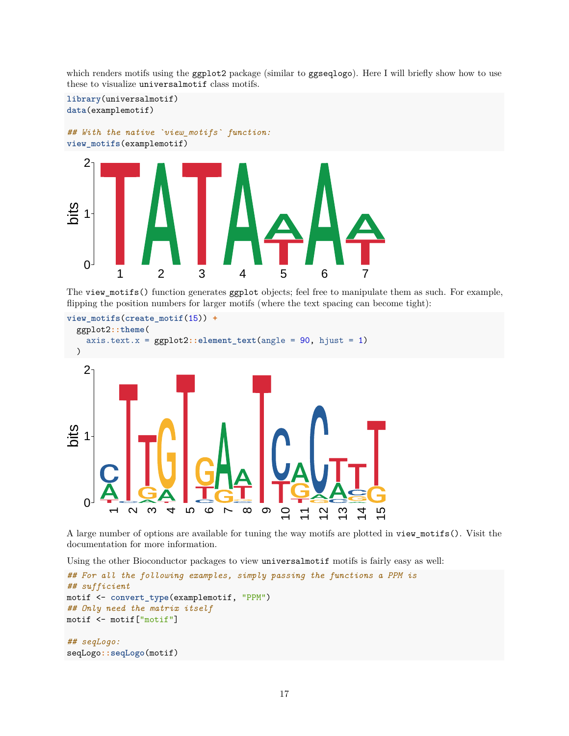which renders motifs using the `ggplot2` package (similar to `ggseqlogo`). Here I will briefly show how to use these to visualize `universalmotif` class motifs.

```
library(universalmotif)
data(examplemotif)

## With the native `view_motifs` function:
view_motifs(examplemotif)
```

The `view_motifs()` function generates `ggplot` objects; feel free to manipulate them as such. For example, flipping the position numbers for larger motifs (where the text spacing can become tight):

```
view_motifs(create_motif(15)) +
  ggplot2::theme(
    axis.text.x = ggplot2::element_text(angle = 90, hjust = 1)
  )
```

A large number of options are available for tuning the way motifs are plotted in `view_motifs()`. Visit the documentation for more information.

Using the other Bioconductor packages to view `universalmotif` motifs is fairly easy as well:

```
## For all the following examples, simply passing the functions a PPM is
## sufficient
motif <- convert_type(examplemotif, "PPM")
## Only need the matrix itself
motif <- motif["motif"]

## seqLogo:
seqLogo::seqLogo(motif)
```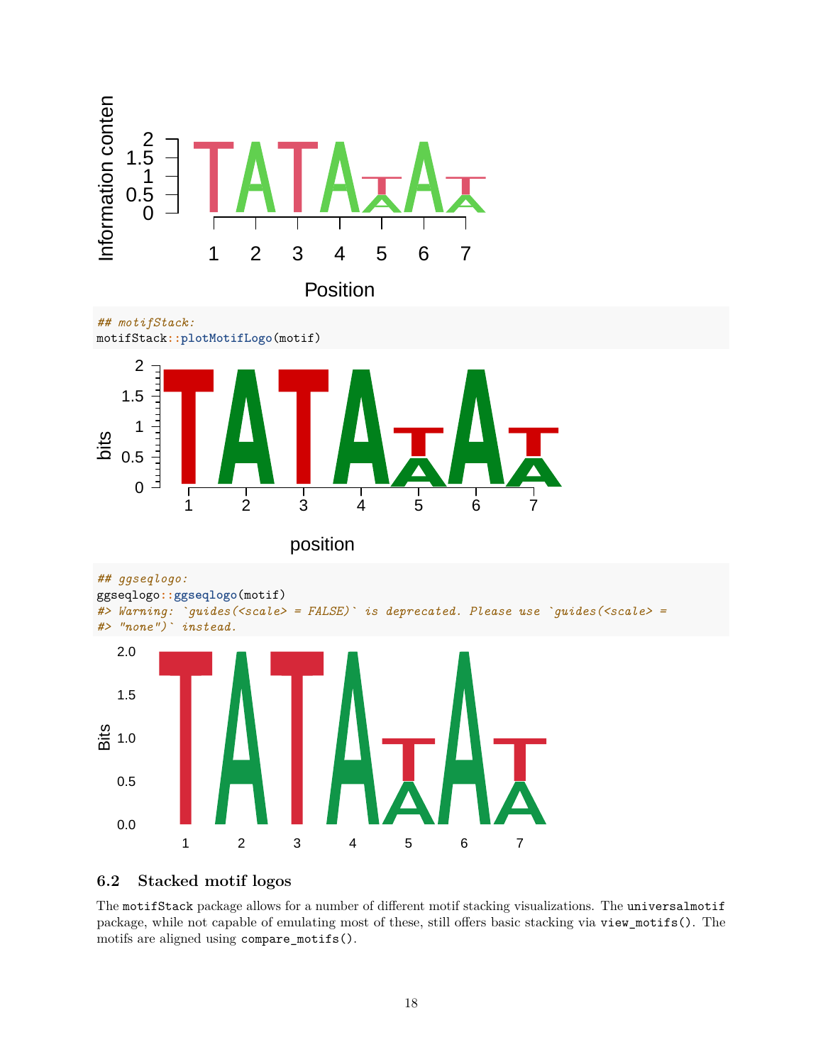```r
## motifStack:
motifStack::plotMotifLogo(motif)
```

```r
## ggseqlogo:
ggseqlogo::ggseqlogo(motif)
#> Warning: `guides(<scale> = FALSE)` is deprecated. Please use `guides(<scale> =
#> "none")` instead.
```

### 6.2 Stacked motif logos

The motifStack package allows for a number of different motif stacking visualizations. The universalmotif package, while not capable of emulating most of these, still offers basic stacking via `view_motifs()`. The motifs are aligned using `compare_motifs()`.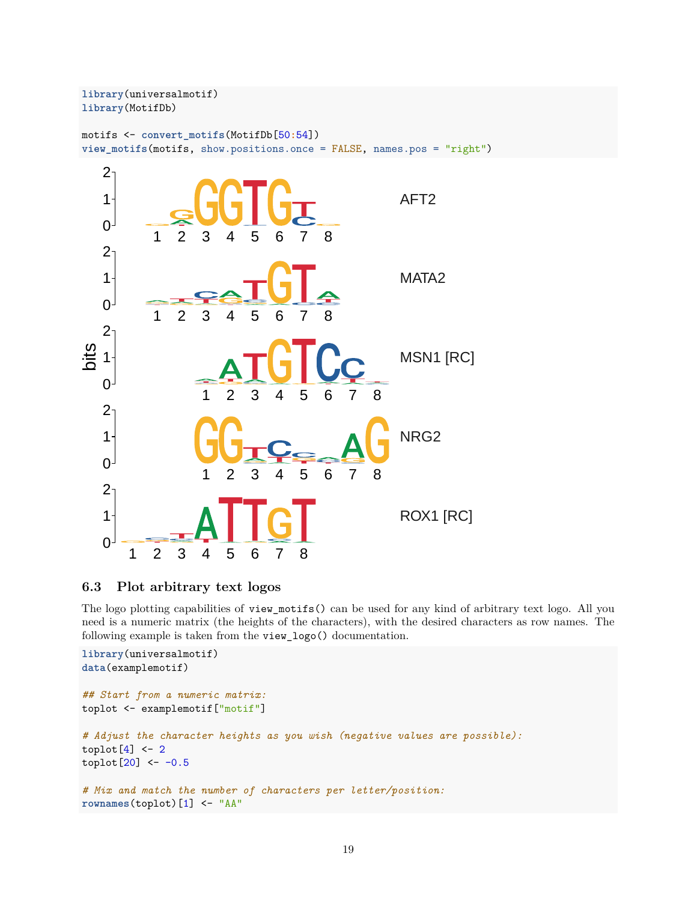```r
library(universalmotif)
library(MotifDb)

motifs <- convert_motifs(MotifDb[50:54])
view_motifs(motifs, show.positions.once = FALSE, names.pos = "right")
```

### 6.3 Plot arbitrary text logos

The logo plotting capabilities of `view_motifs()` can be used for any kind of arbitrary text logo. All you need is a numeric matrix (the heights of the characters), with the desired characters as row names. The following example is taken from the `view_logo()` documentation.

```r
library(universalmotif)
data(examplemotif)

## Start from a numeric matrix:
toplot <- examplemotif["motif"]

# Adjust the character heights as you wish (negative values are possible):
toplot[4] <- 2
toplot[20] <- -0.5

# Mix and match the number of characters per letter/position:
rownames(toplot)[1] <- "AA"
```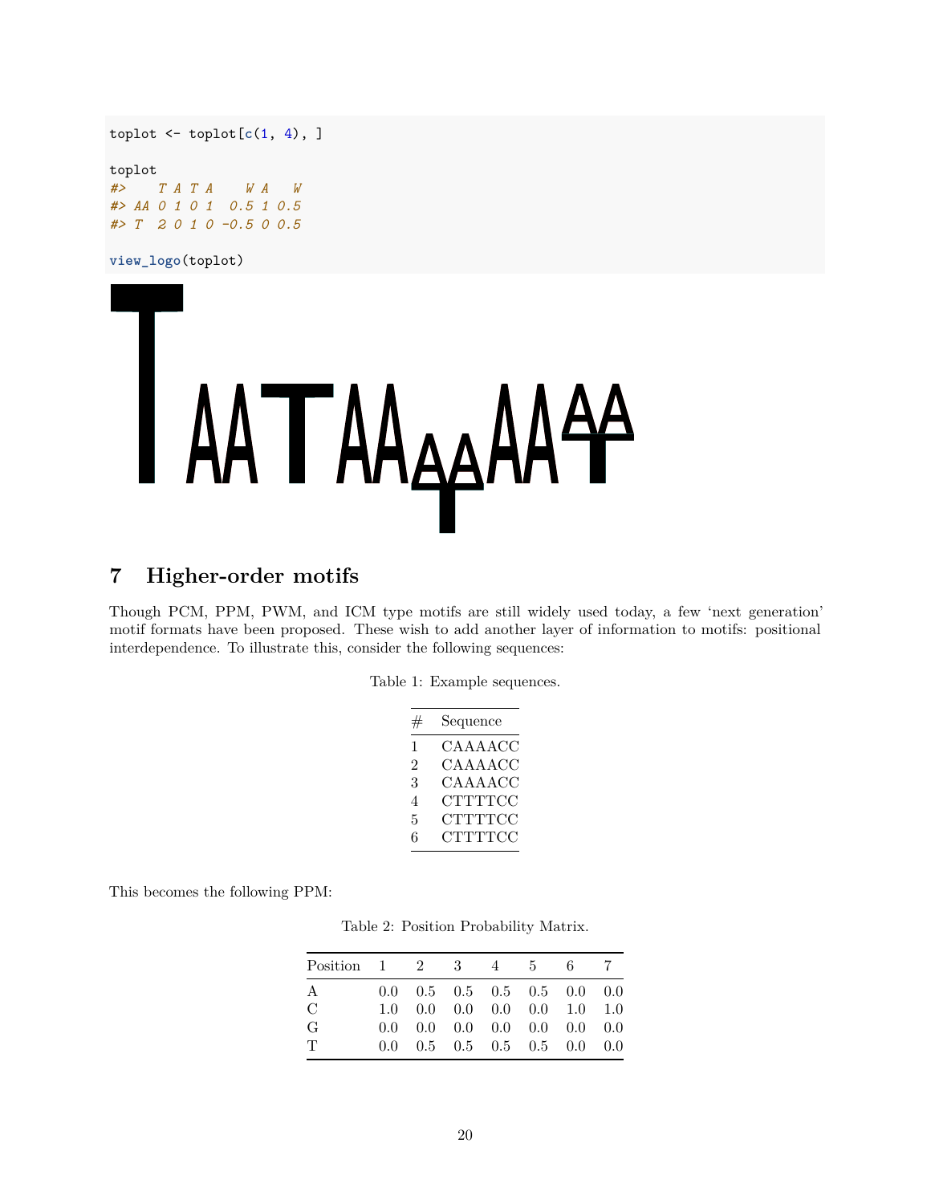```r
toplot <- toplot[c(1, 4), ]

toplot
#>    T A T A    W A   W
#> AA 0 1 0 1  0.5 1 0.5
#> T  2 0 1 0 -0.5 0 0.5

view_logo(toplot)
```

## 7 Higher-order motifs

Though PCM, PPM, PWM, and ICM type motifs are still widely used today, a few 'next generation' motif formats have been proposed. These wish to add another layer of information to motifs: positional interdependence. To illustrate this, consider the following sequences:

Table 1: Example sequences.

| # | Sequence |
|---|---|
| 1 | CAAAACC |
| 2 | CAAAACC |
| 3 | CAAAACC |
| 4 | CTTTTCC |
| 5 | CTTTTCC |
| 6 | CTTTTCC |

This becomes the following PPM:

Table 2: Position Probability Matrix.

| Position | 1 | 2 | 3 | 4 | 5 | 6 | 7 |
|---|---|---|---|---|---|---|---|
| A | 0.0 | 0.5 | 0.5 | 0.5 | 0.5 | 0.0 | 0.0 |
| C | 1.0 | 0.0 | 0.0 | 0.0 | 0.0 | 1.0 | 1.0 |
| G | 0.0 | 0.0 | 0.0 | 0.0 | 0.0 | 0.0 | 0.0 |
| T | 0.0 | 0.5 | 0.5 | 0.5 | 0.5 | 0.0 | 0.0 |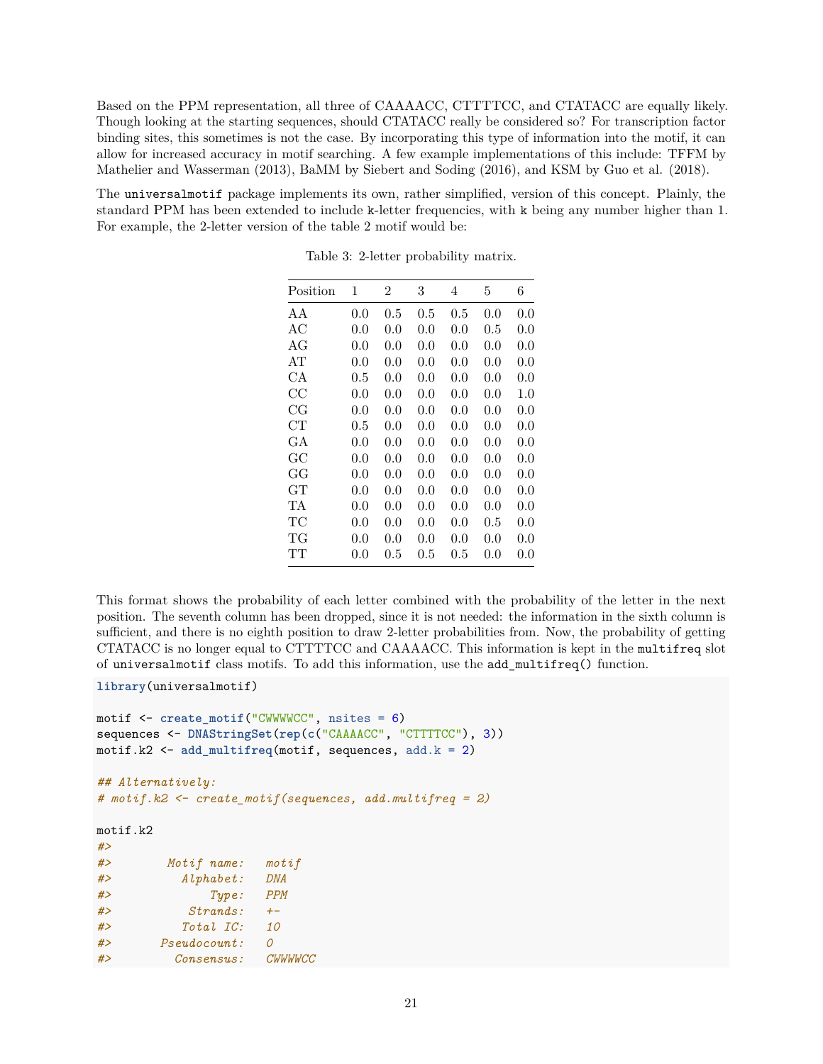Based on the PPM representation, all three of CAAAACC, CTTTTCC, and CTATACC are equally likely. Though looking at the starting sequences, should CTATACC really be considered so? For transcription factor binding sites, this sometimes is not the case. By incorporating this type of information into the motif, it can allow for increased accuracy in motif searching. A few example implementations of this include: TFFM by Mathelier and Wasserman (2013), BaMM by Siebert and Soding (2016), and KSM by Guo et al. (2018).

The `universalmotif` package implements its own, rather simplified, version of this concept. Plainly, the standard PPM has been extended to include `k`-letter frequencies, with `k` being any number higher than 1. For example, the 2-letter version of the table 2 motif would be:

Table 3: 2-letter probability matrix.

| Position | 1 | 2 | 3 | 4 | 5 | 6 |
|---|---|---|---|---|---|---|
| AA | 0.0 | 0.5 | 0.5 | 0.5 | 0.0 | 0.0 |
| AC | 0.0 | 0.0 | 0.0 | 0.0 | 0.5 | 0.0 |
| AG | 0.0 | 0.0 | 0.0 | 0.0 | 0.0 | 0.0 |
| AT | 0.0 | 0.0 | 0.0 | 0.0 | 0.0 | 0.0 |
| CA | 0.5 | 0.0 | 0.0 | 0.0 | 0.0 | 0.0 |
| CC | 0.0 | 0.0 | 0.0 | 0.0 | 0.0 | 1.0 |
| CG | 0.0 | 0.0 | 0.0 | 0.0 | 0.0 | 0.0 |
| CT | 0.5 | 0.0 | 0.0 | 0.0 | 0.0 | 0.0 |
| GA | 0.0 | 0.0 | 0.0 | 0.0 | 0.0 | 0.0 |
| GC | 0.0 | 0.0 | 0.0 | 0.0 | 0.0 | 0.0 |
| GG | 0.0 | 0.0 | 0.0 | 0.0 | 0.0 | 0.0 |
| GT | 0.0 | 0.0 | 0.0 | 0.0 | 0.0 | 0.0 |
| TA | 0.0 | 0.0 | 0.0 | 0.0 | 0.0 | 0.0 |
| TC | 0.0 | 0.0 | 0.0 | 0.0 | 0.5 | 0.0 |
| TG | 0.0 | 0.0 | 0.0 | 0.0 | 0.0 | 0.0 |
| TT | 0.0 | 0.5 | 0.5 | 0.5 | 0.0 | 0.0 |

This format shows the probability of each letter combined with the probability of the letter in the next position. The seventh column has been dropped, since it is not needed: the information in the sixth column is sufficient, and there is no eighth position to draw 2-letter probabilities from. Now, the probability of getting CTATACC is no longer equal to CTTTTCC and CAAAACC. This information is kept in the `multifreq` slot of `universalmotif` class motifs. To add this information, use the `add_multifreq()` function.

```
library(universalmotif)

motif <- create_motif("CWWWWCC", nsites = 6)
sequences <- DNAStringSet(rep(c("CAAAACC", "CTTTTCC"), 3))
motif.k2 <- add_multifreq(motif, sequences, add.k = 2)

## Alternatively:
# motif.k2 <- create_motif(sequences, add.multifreq = 2)

motif.k2
#>
#>        Motif name:   motif
#>          Alphabet:   DNA
#>              Type:   PPM
#>           Strands:   +-
#>          Total IC:   10
#>       Pseudocount:   0
#>         Consensus:   CWWWWCC
```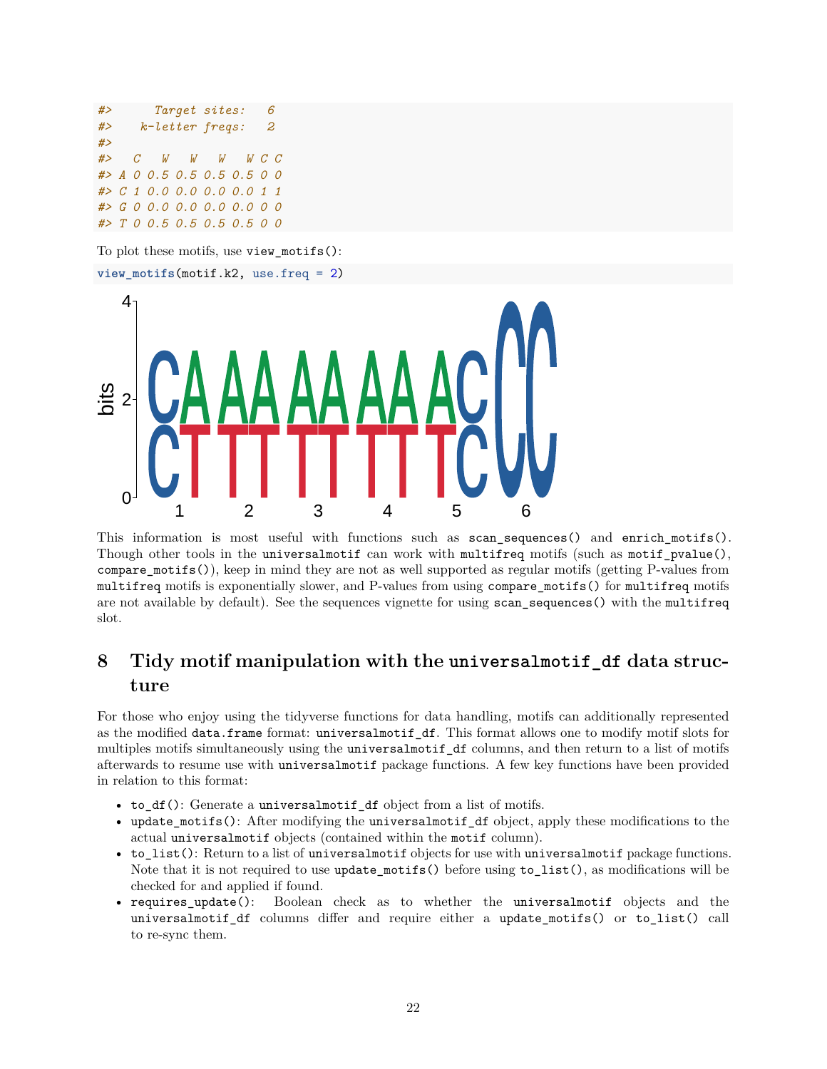```
#>       Target sites:   6
#>     k-letter freqs:   2
#>
#>   C   W   W   W   W C C
#> A 0 0.5 0.5 0.5 0.5 0 0
#> C 1 0.0 0.0 0.0 0.0 1 1
#> G 0 0.0 0.0 0.0 0.0 0 0
#> T 0 0.5 0.5 0.5 0.5 0 0
```

To plot these motifs, use `view_motifs()`:

```
view_motifs(motif.k2, use.freq = 2)
```

This information is most useful with functions such as `scan_sequences()` and `enrich_motifs()`. Though other tools in the `universalmotif` can work with `multifreq` motifs (such as `motif_pvalue()`, `compare_motifs()`), keep in mind they are not as well supported as regular motifs (getting P-values from `multifreq` motifs is exponentially slower, and P-values from using `compare_motifs()` for `multifreq` motifs are not available by default). See the sequences vignette for using `scan_sequences()` with the `multifreq` slot.

## 8 Tidy motif manipulation with the `universalmotif_df` data structure

For those who enjoy using the tidyverse functions for data handling, motifs can additionally represented as the modified `data.frame` format: `universalmotif_df`. This format allows one to modify motif slots for multiples motifs simultaneously using the `universalmotif_df` columns, and then return to a list of motifs afterwards to resume use with `universalmotif` package functions. A few key functions have been provided in relation to this format:

- `to_df()`: Generate a `universalmotif_df` object from a list of motifs.
- `update_motifs()`: After modifying the `universalmotif_df` object, apply these modifications to the actual `universalmotif` objects (contained within the `motif` column).
- `to_list()`: Return to a list of `universalmotif` objects for use with `universalmotif` package functions. Note that it is not required to use `update_motifs()` before using `to_list()`, as modifications will be checked for and applied if found.
- `requires_update()`: Boolean check as to whether the `universalmotif` objects and the `universalmotif_df` columns differ and require either a `update_motifs()` or `to_list()` call to re-sync them.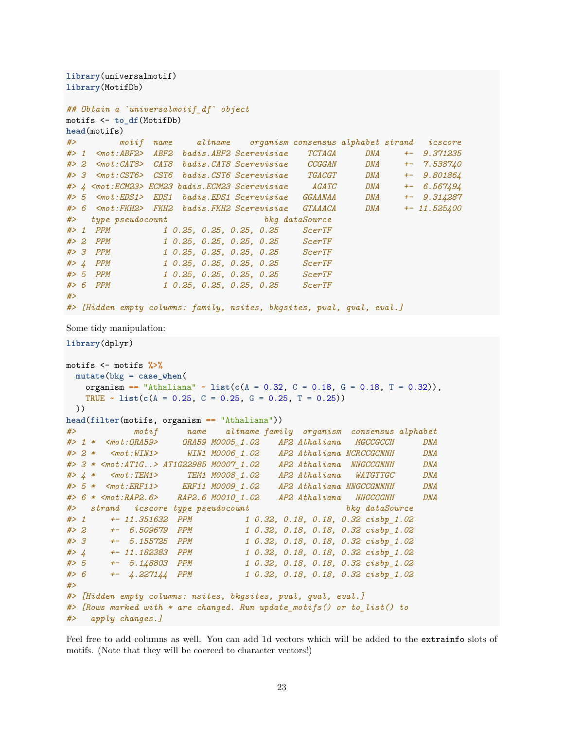```r
library(universalmotif)
library(MotifDb)

## Obtain a `universalmotif_df` object
motifs <- to_df(MotifDb)
head(motifs)
#>          motif  name     altname    organism consensus alphabet strand    icscore
#> 1  <mot:ABF2>  ABF2  badis.ABF2 Scerevisiae    TCTAGA      DNA     +-  9.371235
#> 2  <mot:CAT8>  CAT8  badis.CAT8 Scerevisiae    CCGGAN      DNA     +-  7.538740
#> 3  <mot:CST6>  CST6  badis.CST6 Scerevisiae    TGACGT      DNA     +-  9.801864
#> 4 <mot:ECM23> ECM23 badis.ECM23 Scerevisiae     AGATC      DNA     +-  6.567494
#> 5  <mot:EDS1>  EDS1  badis.EDS1 Scerevisiae   GGAANAA      DNA     +-  9.314287
#> 6  <mot:FKH2>  FKH2  badis.FKH2 Scerevisiae   GTAAACA      DNA     +- 11.525400
#>   type pseudocount                    bkg dataSource
#> 1  PPM           1 0.25, 0.25, 0.25, 0.25     ScerTF
#> 2  PPM           1 0.25, 0.25, 0.25, 0.25     ScerTF
#> 3  PPM           1 0.25, 0.25, 0.25, 0.25     ScerTF
#> 4  PPM           1 0.25, 0.25, 0.25, 0.25     ScerTF
#> 5  PPM           1 0.25, 0.25, 0.25, 0.25     ScerTF
#> 6  PPM           1 0.25, 0.25, 0.25, 0.25     ScerTF
#>
#> [Hidden empty columns: family, nsites, bkgsites, pval, qval, eval.]
```

Some tidy manipulation:

```r
library(dplyr)

motifs <- motifs %>%
  mutate(bkg = case_when(
    organism == "Athaliana" ~ list(c(A = 0.32, C = 0.18, G = 0.18, T = 0.32)),
    TRUE ~ list(c(A = 0.25, C = 0.25, G = 0.25, T = 0.25))
  ))
head(filter(motifs, organism == "Athaliana"))
#>            motif      name    altname family  organism  consensus alphabet
#> 1 *  <mot:ORA59>     ORA59 M0005_1.02    AP2 Athaliana   MGCCGCCN      DNA
#> 2 *   <mot:WIN1>      WIN1 M0006_1.02    AP2 Athaliana NCRCCGCNNN      DNA
#> 3 * <mot:AT1G..> AT1G22985 M0007_1.02    AP2 Athaliana  NNGCCGNNN      DNA
#> 4 *   <mot:TEM1>      TEM1 M0008_1.02    AP2 Athaliana   WATGTTGC      DNA
#> 5 *  <mot:ERF11>     ERF11 M0009_1.02    AP2 Athaliana NNGCCGNNNN      DNA
#> 6 * <mot:RAP2.6>    RAP2.6 M0010_1.02    AP2 Athaliana   NNGCCGNN      DNA
#>   strand   icscore type pseudocount                    bkg dataSource
#> 1     +- 11.351632  PPM           1 0.32, 0.18, 0.18, 0.32 cisbp_1.02
#> 2     +-  6.509679  PPM           1 0.32, 0.18, 0.18, 0.32 cisbp_1.02
#> 3     +-  5.155725  PPM           1 0.32, 0.18, 0.18, 0.32 cisbp_1.02
#> 4     +- 11.182383  PPM           1 0.32, 0.18, 0.18, 0.32 cisbp_1.02
#> 5     +-  5.148803  PPM           1 0.32, 0.18, 0.18, 0.32 cisbp_1.02
#> 6     +-  4.227144  PPM           1 0.32, 0.18, 0.18, 0.32 cisbp_1.02
#>
#> [Hidden empty columns: nsites, bkgsites, pval, qval, eval.]
#> [Rows marked with * are changed. Run update_motifs() or to_list() to
#>   apply changes.]
```

Feel free to add columns as well. You can add 1d vectors which will be added to the `extrainfo` slots of motifs. (Note that they will be coerced to character vectors!)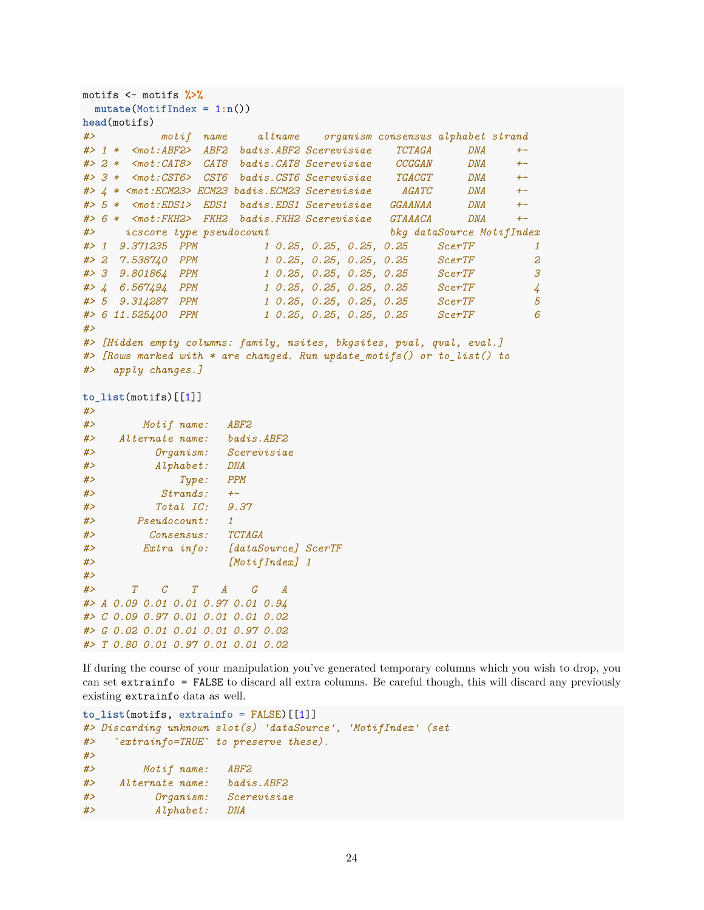```r
motifs <- motifs %>%
  mutate(MotifIndex = 1:n())
head(motifs)
#>           motif  name     altname    organism consensus alphabet strand
#> 1 *  <mot:ABF2>  ABF2  badis.ABF2 Scerevisiae    TCTAGA      DNA     +-
#> 2 *  <mot:CAT8>  CAT8  badis.CAT8 Scerevisiae    CCGGAN      DNA     +-
#> 3 *  <mot:CST6>  CST6  badis.CST6 Scerevisiae    TGACGT      DNA     +-
#> 4 * <mot:ECM23> ECM23 badis.ECM23 Scerevisiae     AGATC      DNA     +-
#> 5 *  <mot:EDS1>  EDS1  badis.EDS1 Scerevisiae   GGAANAA      DNA     +-
#> 6 *  <mot:FKH2>  FKH2  badis.FKH2 Scerevisiae   GTAAACA      DNA     +-
#>     icscore type pseudocount                    bkg dataSource MotifIndex
#> 1  9.371235  PPM           1 0.25, 0.25, 0.25, 0.25     ScerTF          1
#> 2  7.538740  PPM           1 0.25, 0.25, 0.25, 0.25     ScerTF          2
#> 3  9.801864  PPM           1 0.25, 0.25, 0.25, 0.25     ScerTF          3
#> 4  6.567494  PPM           1 0.25, 0.25, 0.25, 0.25     ScerTF          4
#> 5  9.314287  PPM           1 0.25, 0.25, 0.25, 0.25     ScerTF          5
#> 6 11.525400  PPM           1 0.25, 0.25, 0.25, 0.25     ScerTF          6
#>
#> [Hidden empty columns: family, nsites, bkgsites, pval, qval, eval.]
#> [Rows marked with * are changed. Run update_motifs() or to_list() to
#>   apply changes.]

to_list(motifs)[[1]]
#>
#>        Motif name:   ABF2
#>    Alternate name:   badis.ABF2
#>          Organism:   Scerevisiae
#>          Alphabet:   DNA
#>              Type:   PPM
#>           Strands:   +-
#>          Total IC:   9.37
#>       Pseudocount:   1
#>         Consensus:   TCTAGA
#>        Extra info:   [dataSource] ScerTF
#>                      [MotifIndex] 1
#>
#>      T    C    T    A    G    A
#> A 0.09 0.01 0.01 0.97 0.01 0.94
#> C 0.09 0.97 0.01 0.01 0.01 0.02
#> G 0.02 0.01 0.01 0.01 0.97 0.02
#> T 0.80 0.01 0.97 0.01 0.01 0.02
```

If during the course of your manipulation you've generated temporary columns which you wish to drop, you can set `extrainfo = FALSE` to discard all extra columns. Be careful though, this will discard any previously existing `extrainfo` data as well.

```r
to_list(motifs, extrainfo = FALSE)[[1]]
#> Discarding unknown slot(s) 'dataSource', 'MotifIndex' (set
#>   `extrainfo=TRUE` to preserve these).
#>
#>        Motif name:   ABF2
#>    Alternate name:   badis.ABF2
#>          Organism:   Scerevisiae
#>          Alphabet:   DNA
```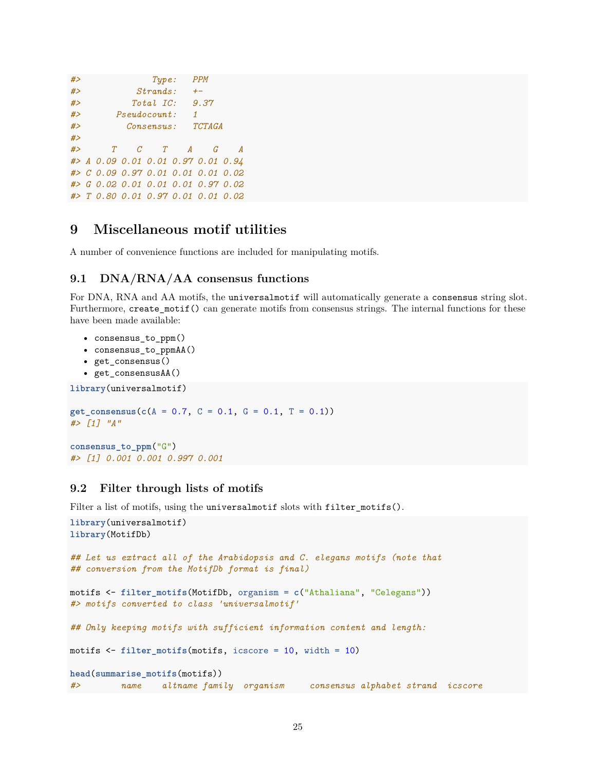```
#>             Type:   PPM
#>          Strands:   +-
#>         Total IC:   9.37
#>       Pseudocount:   1
#>         Consensus:   TCTAGA
#>
#>      T    C    T    A    G    A
#> A 0.09 0.01 0.01 0.97 0.01 0.94
#> C 0.09 0.97 0.01 0.01 0.01 0.02
#> G 0.02 0.01 0.01 0.01 0.97 0.02
#> T 0.80 0.01 0.97 0.01 0.01 0.02
```

# 9 Miscellaneous motif utilities

A number of convenience functions are included for manipulating motifs.

## 9.1 DNA/RNA/AA consensus functions

For DNA, RNA and AA motifs, the `universalmotif` will automatically generate a `consensus` string slot. Furthermore, `create_motif()` can generate motifs from consensus strings. The internal functions for these have been made available:

- `consensus_to_ppm()`
- `consensus_to_ppmAA()`
- `get_consensus()`
- `get_consensusAA()`

```r
library(universalmotif)

get_consensus(c(A = 0.7, C = 0.1, G = 0.1, T = 0.1))
#> [1] "A"

consensus_to_ppm("G")
#> [1] 0.001 0.001 0.997 0.001
```

## 9.2 Filter through lists of motifs

Filter a list of motifs, using the `universalmotif` slots with `filter_motifs()`.

```r
library(universalmotif)
library(MotifDb)

## Let us extract all of the Arabidopsis and C. elegans motifs (note that
## conversion from the MotifDb format is final)

motifs <- filter_motifs(MotifDb, organism = c("Athaliana", "Celegans"))
#> motifs converted to class 'universalmotif'

## Only keeping motifs with sufficient information content and length:

motifs <- filter_motifs(motifs, icscore = 10, width = 10)

head(summarise_motifs(motifs))
#>        name    altname family  organism     consensus alphabet strand  icscore
```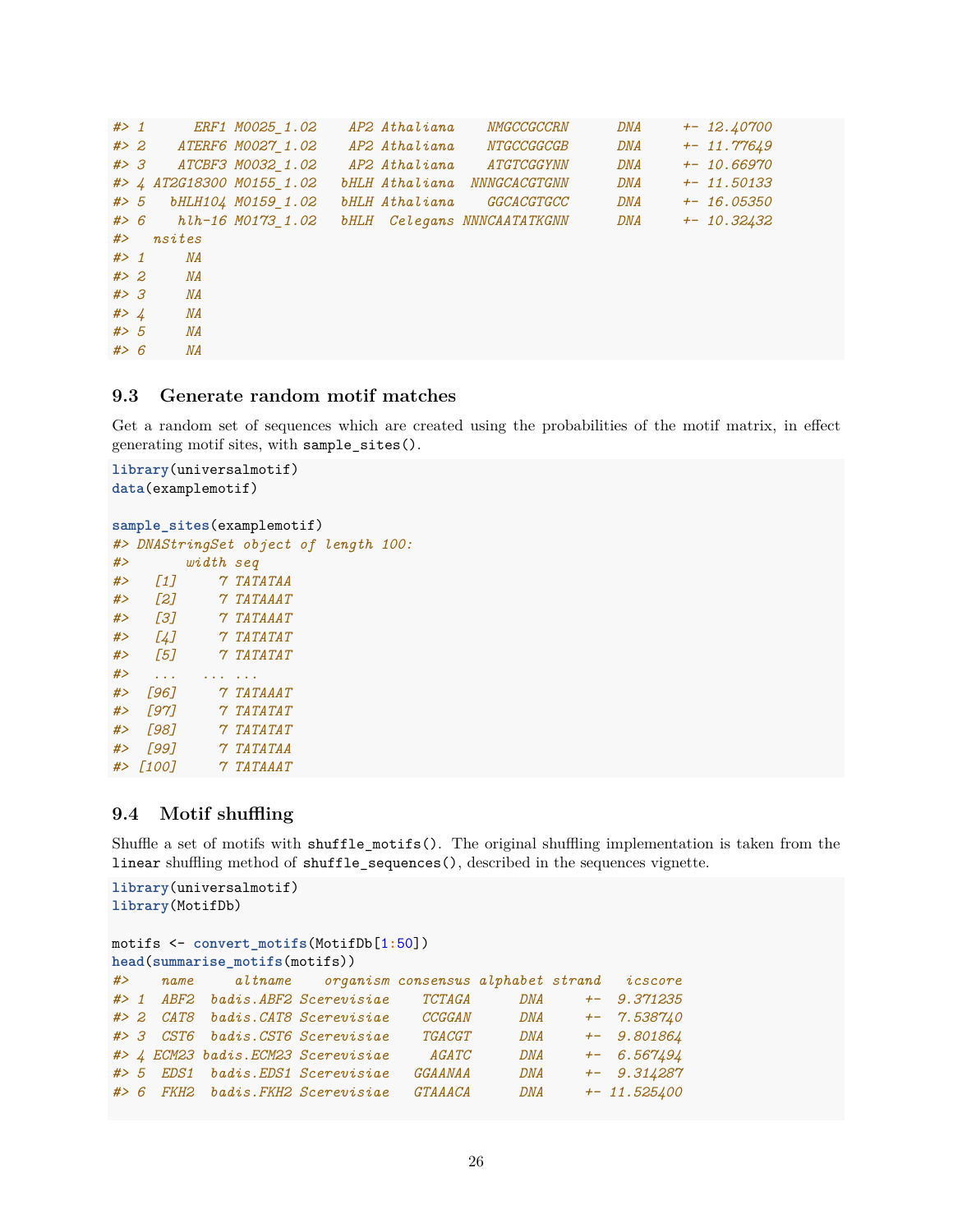```
#> 1      ERF1 M0025_1.02    AP2 Athaliana    NMGCCGCCRN      DNA     +- 12.40700
#> 2    ATERF6 M0027_1.02    AP2 Athaliana    NTGCCGGCGB      DNA     +- 11.77649
#> 3    ATCBF3 M0032_1.02    AP2 Athaliana    ATGTCGGYNN      DNA     +- 10.66970
#> 4 AT2G18300 M0155_1.02   bHLH Athaliana  NNNGCACGTGNN      DNA     +- 11.50133
#> 5   bHLH104 M0159_1.02   bHLH Athaliana    GGCACGTGCC      DNA     +- 16.05350
#> 6    hlh-16 M0173_1.02   bHLH  Celegans NNNCAATATKGNN      DNA     +- 10.32432
#>   nsites
#> 1     NA
#> 2     NA
#> 3     NA
#> 4     NA
#> 5     NA
#> 6     NA
```

## 9.3 Generate random motif matches

Get a random set of sequences which are created using the probabilities of the motif matrix, in effect generating motif sites, with `sample_sites()`.

```
library(universalmotif)
data(examplemotif)

sample_sites(examplemotif)
#> DNAStringSet object of length 100:
#>       width seq
#>   [1]     7 TATATAA
#>   [2]     7 TATAAAT
#>   [3]     7 TATAAAT
#>   [4]     7 TATATAT
#>   [5]     7 TATATAT
#>   ...   ... ...
#>  [96]     7 TATAAAT
#>  [97]     7 TATATAT
#>  [98]     7 TATATAT
#>  [99]     7 TATATAA
#> [100]     7 TATAAAT
```

## 9.4 Motif shuffling

Shuffle a set of motifs with `shuffle_motifs()`. The original shuffling implementation is taken from the `linear` shuffling method of `shuffle_sequences()`, described in the sequences vignette.

```
library(universalmotif)
library(MotifDb)

motifs <- convert_motifs(MotifDb[1:50])
head(summarise_motifs(motifs))
#>    name     altname    organism consensus alphabet strand   icscore
#> 1  ABF2  badis.ABF2 Scerevisiae    TCTAGA      DNA     +-  9.371235
#> 2  CAT8  badis.CAT8 Scerevisiae    CCGGAN      DNA     +-  7.538740
#> 3  CST6  badis.CST6 Scerevisiae    TGACGT      DNA     +-  9.801864
#> 4 ECM23 badis.ECM23 Scerevisiae     AGATC      DNA     +-  6.567494
#> 5  EDS1  badis.EDS1 Scerevisiae   GGAANAA      DNA     +-  9.314287
#> 6  FKH2  badis.FKH2 Scerevisiae   GTAAACA      DNA     +- 11.525400
```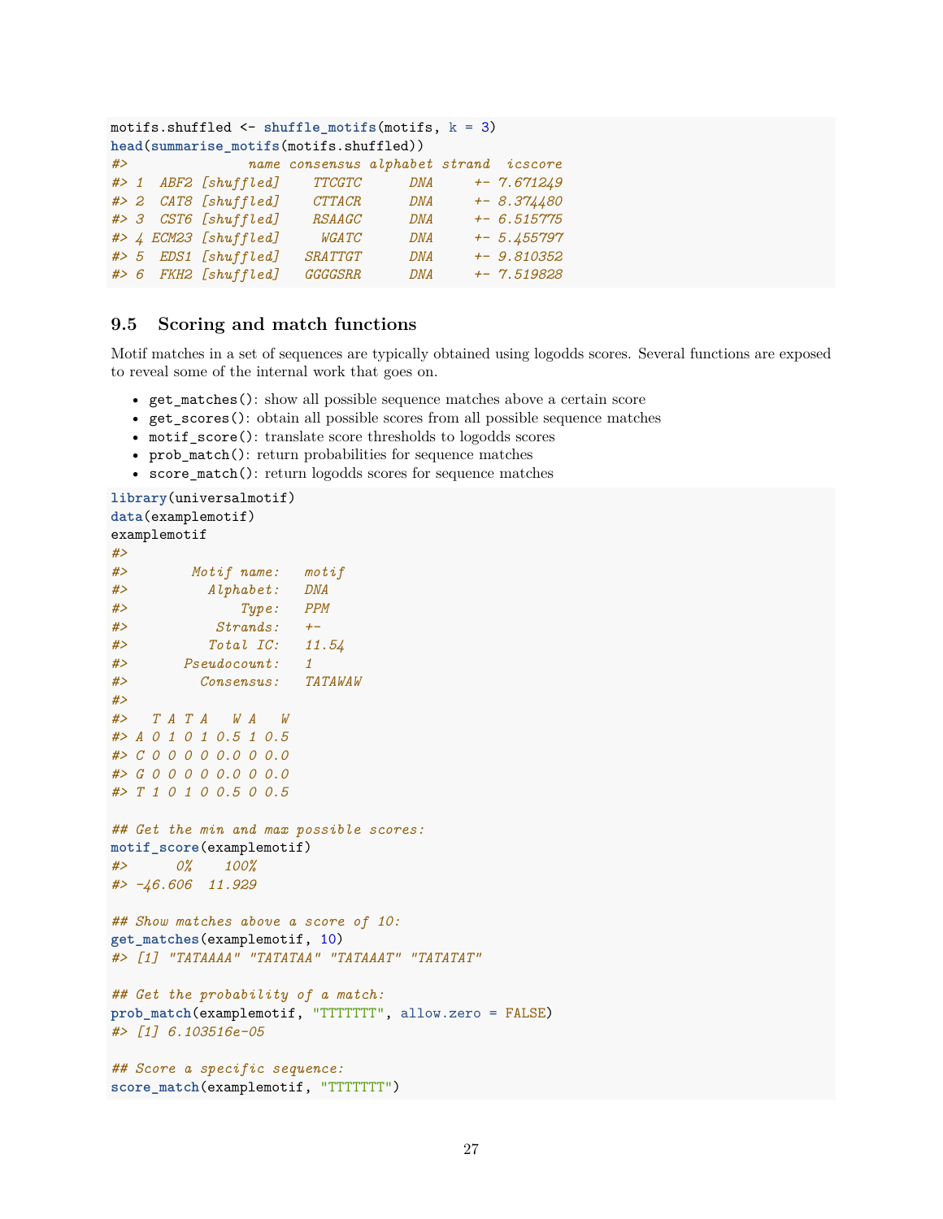```r
motifs.shuffled <- shuffle_motifs(motifs, k = 3)
head(summarise_motifs(motifs.shuffled))
#>               name consensus alphabet strand  icscore
#> 1  ABF2 [shuffled]    TTCGTC      DNA     +- 7.671249
#> 2  CAT8 [shuffled]    CTTACR      DNA     +- 8.374480
#> 3  CST6 [shuffled]    RSAAGC      DNA     +- 6.515775
#> 4 ECM23 [shuffled]     WGATC      DNA     +- 5.455797
#> 5  EDS1 [shuffled]   SRATTGT      DNA     +- 9.810352
#> 6  FKH2 [shuffled]   GGGGSRR      DNA     +- 7.519828
```

## 9.5 Scoring and match functions

Motif matches in a set of sequences are typically obtained using logodds scores. Several functions are exposed to reveal some of the internal work that goes on.

- `get_matches()`: show all possible sequence matches above a certain score
- `get_scores()`: obtain all possible scores from all possible sequence matches
- `motif_score()`: translate score thresholds to logodds scores
- `prob_match()`: return probabilities for sequence matches
- `score_match()`: return logodds scores for sequence matches

```r
library(universalmotif)
data(examplemotif)
examplemotif
#>
#>        Motif name:   motif
#>          Alphabet:   DNA
#>              Type:   PPM
#>           Strands:   +-
#>          Total IC:   11.54
#>       Pseudocount:   1
#>         Consensus:   TATAWAW
#>
#>   T A T A   W A   W
#> A 0 1 0 1 0.5 1 0.5
#> C 0 0 0 0 0.0 0 0.0
#> G 0 0 0 0 0.0 0 0.0
#> T 1 0 1 0 0.5 0 0.5

## Get the min and max possible scores:
motif_score(examplemotif)
#>      0%    100%
#> -46.606  11.929

## Show matches above a score of 10:
get_matches(examplemotif, 10)
#> [1] "TATAAAA" "TATATAA" "TATAAAT" "TATATAT"

## Get the probability of a match:
prob_match(examplemotif, "TTTTTTT", allow.zero = FALSE)
#> [1] 6.103516e-05

## Score a specific sequence:
score_match(examplemotif, "TTTTTTT")
```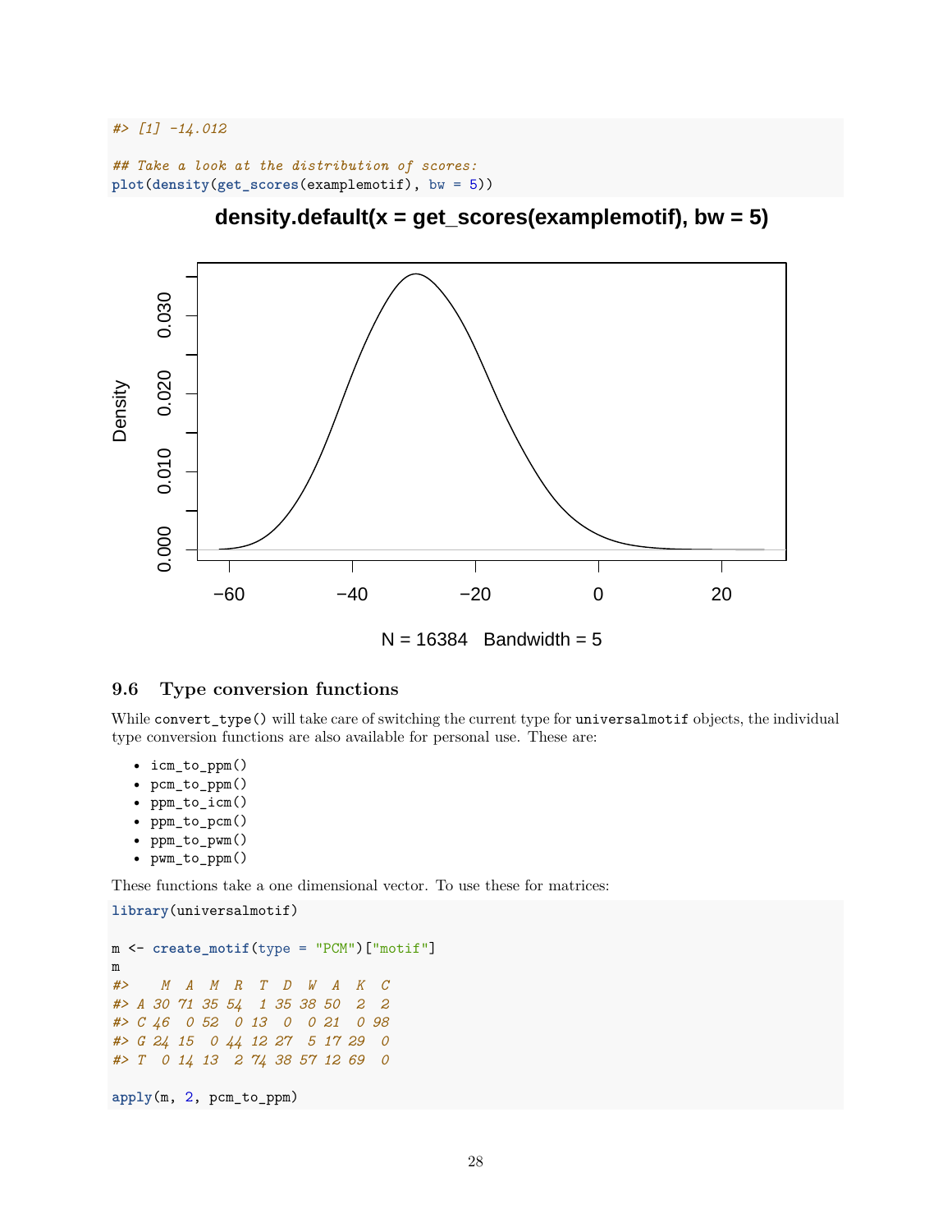```r
#> [1] -14.012

## Take a look at the distribution of scores:
plot(density(get_scores(examplemotif), bw = 5))
```

### 9.6 Type conversion functions

While `convert_type()` will take care of switching the current type for `universalmotif` objects, the individual type conversion functions are also available for personal use. These are:

- `icm_to_ppm()`
- `pcm_to_ppm()`
- `ppm_to_icm()`
- `ppm_to_pcm()`
- `ppm_to_pwm()`
- `pwm_to_ppm()`

These functions take a one dimensional vector. To use these for matrices:

```r
library(universalmotif)

m <- create_motif(type = "PCM")["motif"]
m
#>    M  A  M  R  T  D  W  A  K  C
#> A 30 71 35 54  1 35 38 50  2  2
#> C 46  0 52  0 13  0  0 21  0 98
#> G 24 15  0 44 12 27  5 17 29  0
#> T  0 14 13  2 74 38 57 12 69  0

apply(m, 2, pcm_to_ppm)
```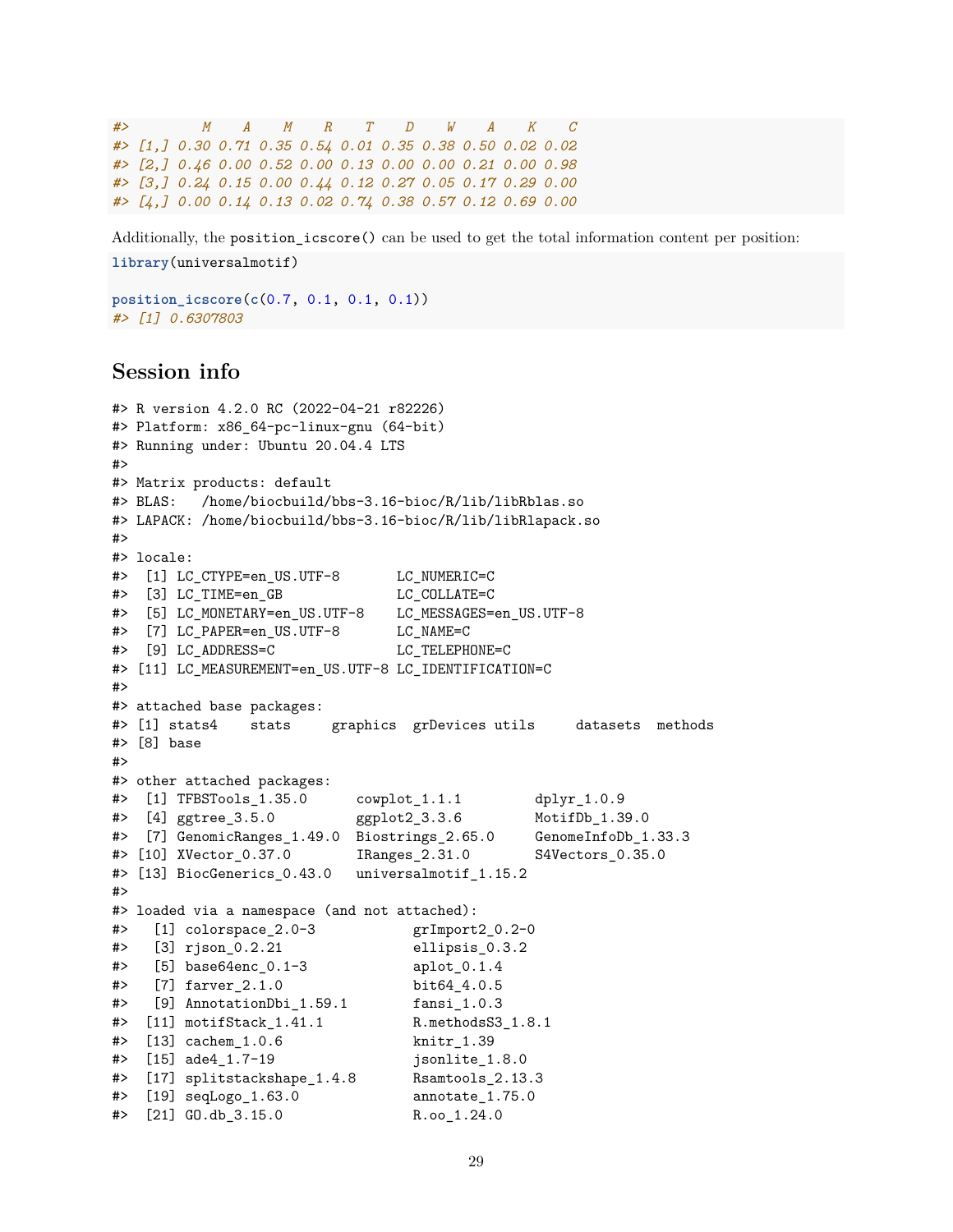```
#>         M    A    M    R    T    D    W    A    K    C
#> [1,] 0.30 0.71 0.35 0.54 0.01 0.35 0.38 0.50 0.02 0.02
#> [2,] 0.46 0.00 0.52 0.00 0.13 0.00 0.00 0.21 0.00 0.98
#> [3,] 0.24 0.15 0.00 0.44 0.12 0.27 0.05 0.17 0.29 0.00
#> [4,] 0.00 0.14 0.13 0.02 0.74 0.38 0.57 0.12 0.69 0.00
```

Additionally, the `position_icscore()` can be used to get the total information content per position:

```
library(universalmotif)

position_icscore(c(0.7, 0.1, 0.1, 0.1))
#> [1] 0.6307803
```

## Session info

```
#> R version 4.2.0 RC (2022-04-21 r82226)
#> Platform: x86_64-pc-linux-gnu (64-bit)
#> Running under: Ubuntu 20.04.4 LTS
#>
#> Matrix products: default
#> BLAS:   /home/biocbuild/bbs-3.16-bioc/R/lib/libRblas.so
#> LAPACK: /home/biocbuild/bbs-3.16-bioc/R/lib/libRlapack.so
#>
#> locale:
#>  [1] LC_CTYPE=en_US.UTF-8       LC_NUMERIC=C
#>  [3] LC_TIME=en_GB              LC_COLLATE=C
#>  [5] LC_MONETARY=en_US.UTF-8    LC_MESSAGES=en_US.UTF-8
#>  [7] LC_PAPER=en_US.UTF-8       LC_NAME=C
#>  [9] LC_ADDRESS=C               LC_TELEPHONE=C
#> [11] LC_MEASUREMENT=en_US.UTF-8 LC_IDENTIFICATION=C
#>
#> attached base packages:
#> [1] stats4    stats     graphics  grDevices utils     datasets  methods
#> [8] base
#>
#> other attached packages:
#>  [1] TFBSTools_1.35.0      cowplot_1.1.1         dplyr_1.0.9
#>  [4] ggtree_3.5.0          ggplot2_3.3.6         MotifDb_1.39.0
#>  [7] GenomicRanges_1.49.0  Biostrings_2.65.0     GenomeInfoDb_1.33.3
#> [10] XVector_0.37.0        IRanges_2.31.0        S4Vectors_0.35.0
#> [13] BiocGenerics_0.43.0   universalmotif_1.15.2
#>
#> loaded via a namespace (and not attached):
#>   [1] colorspace_2.0-3            grImport2_0.2-0
#>   [3] rjson_0.2.21                ellipsis_0.3.2
#>   [5] base64enc_0.1-3             aplot_0.1.4
#>   [7] farver_2.1.0                bit64_4.0.5
#>   [9] AnnotationDbi_1.59.1        fansi_1.0.3
#>  [11] motifStack_1.41.1           R.methodsS3_1.8.1
#>  [13] cachem_1.0.6                knitr_1.39
#>  [15] ade4_1.7-19                 jsonlite_1.8.0
#>  [17] splitstackshape_1.4.8       Rsamtools_2.13.3
#>  [19] seqLogo_1.63.0              annotate_1.75.0
#>  [21] GO.db_3.15.0                R.oo_1.24.0
```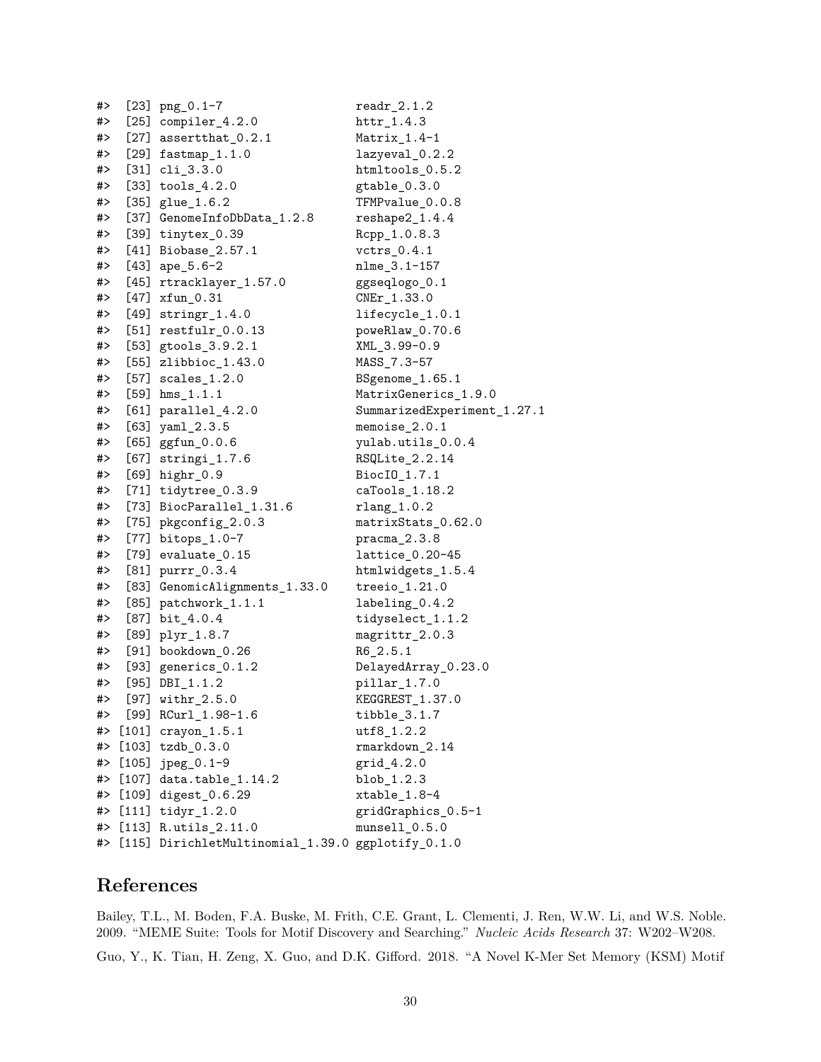```
#>  [23] png_0.1-7                   readr_2.1.2
#>  [25] compiler_4.2.0              httr_1.4.3
#>  [27] assertthat_0.2.1            Matrix_1.4-1
#>  [29] fastmap_1.1.0               lazyeval_0.2.2
#>  [31] cli_3.3.0                   htmltools_0.5.2
#>  [33] tools_4.2.0                 gtable_0.3.0
#>  [35] glue_1.6.2                  TFMPvalue_0.0.8
#>  [37] GenomeInfoDbData_1.2.8      reshape2_1.4.4
#>  [39] tinytex_0.39                Rcpp_1.0.8.3
#>  [41] Biobase_2.57.1              vctrs_0.4.1
#>  [43] ape_5.6-2                   nlme_3.1-157
#>  [45] rtracklayer_1.57.0          ggseqlogo_0.1
#>  [47] xfun_0.31                   CNEr_1.33.0
#>  [49] stringr_1.4.0               lifecycle_1.0.1
#>  [51] restfulr_0.0.13             poweRlaw_0.70.6
#>  [53] gtools_3.9.2.1              XML_3.99-0.9
#>  [55] zlibbioc_1.43.0             MASS_7.3-57
#>  [57] scales_1.2.0                BSgenome_1.65.1
#>  [59] hms_1.1.1                   MatrixGenerics_1.9.0
#>  [61] parallel_4.2.0              SummarizedExperiment_1.27.1
#>  [63] yaml_2.3.5                  memoise_2.0.1
#>  [65] ggfun_0.0.6                 yulab.utils_0.0.4
#>  [67] stringi_1.7.6               RSQLite_2.2.14
#>  [69] highr_0.9                   BiocIO_1.7.1
#>  [71] tidytree_0.3.9              caTools_1.18.2
#>  [73] BiocParallel_1.31.6         rlang_1.0.2
#>  [75] pkgconfig_2.0.3             matrixStats_0.62.0
#>  [77] bitops_1.0-7                pracma_2.3.8
#>  [79] evaluate_0.15               lattice_0.20-45
#>  [81] purrr_0.3.4                 htmlwidgets_1.5.4
#>  [83] GenomicAlignments_1.33.0    treeio_1.21.0
#>  [85] patchwork_1.1.1             labeling_0.4.2
#>  [87] bit_4.0.4                   tidyselect_1.1.2
#>  [89] plyr_1.8.7                  magrittr_2.0.3
#>  [91] bookdown_0.26               R6_2.5.1
#>  [93] generics_0.1.2              DelayedArray_0.23.0
#>  [95] DBI_1.1.2                   pillar_1.7.0
#>  [97] withr_2.5.0                 KEGGREST_1.37.0
#>  [99] RCurl_1.98-1.6              tibble_3.1.7
#> [101] crayon_1.5.1                utf8_1.2.2
#> [103] tzdb_0.3.0                  rmarkdown_2.14
#> [105] jpeg_0.1-9                  grid_4.2.0
#> [107] data.table_1.14.2           blob_1.2.3
#> [109] digest_0.6.29               xtable_1.8-4
#> [111] tidyr_1.2.0                 gridGraphics_0.5-1
#> [113] R.utils_2.11.0              munsell_0.5.0
#> [115] DirichletMultinomial_1.39.0 ggplotify_0.1.0
```

# References

Bailey, T.L., M. Boden, F.A. Buske, M. Frith, C.E. Grant, L. Clementi, J. Ren, W.W. Li, and W.S. Noble. 2009. "MEME Suite: Tools for Motif Discovery and Searching." *Nucleic Acids Research* 37: W202–W208.

Guo, Y., K. Tian, H. Zeng, X. Guo, and D.K. Gifford. 2018. "A Novel K-Mer Set Memory (KSM) Motif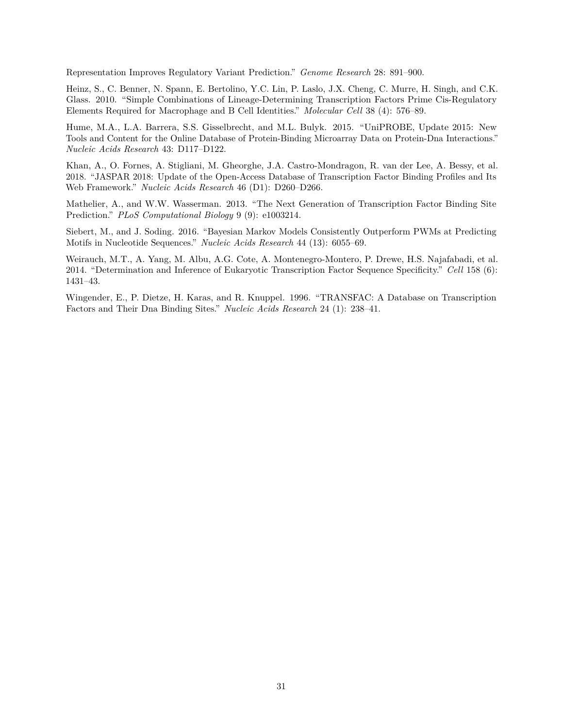Representation Improves Regulatory Variant Prediction." *Genome Research* 28: 891–900.

Heinz, S., C. Benner, N. Spann, E. Bertolino, Y.C. Lin, P. Laslo, J.X. Cheng, C. Murre, H. Singh, and C.K. Glass. 2010. "Simple Combinations of Lineage-Determining Transcription Factors Prime Cis-Regulatory Elements Required for Macrophage and B Cell Identities." *Molecular Cell* 38 (4): 576–89.

Hume, M.A., L.A. Barrera, S.S. Gisselbrecht, and M.L. Bulyk. 2015. "UniPROBE, Update 2015: New Tools and Content for the Online Database of Protein-Binding Microarray Data on Protein-Dna Interactions." *Nucleic Acids Research* 43: D117–D122.

Khan, A., O. Fornes, A. Stigliani, M. Gheorghe, J.A. Castro-Mondragon, R. van der Lee, A. Bessy, et al. 2018. "JASPAR 2018: Update of the Open-Access Database of Transcription Factor Binding Profiles and Its Web Framework." *Nucleic Acids Research* 46 (D1): D260–D266.

Mathelier, A., and W.W. Wasserman. 2013. "The Next Generation of Transcription Factor Binding Site Prediction." *PLoS Computational Biology* 9 (9): e1003214.

Siebert, M., and J. Soding. 2016. "Bayesian Markov Models Consistently Outperform PWMs at Predicting Motifs in Nucleotide Sequences." *Nucleic Acids Research* 44 (13): 6055–69.

Weirauch, M.T., A. Yang, M. Albu, A.G. Cote, A. Montenegro-Montero, P. Drewe, H.S. Najafabadi, et al. 2014. "Determination and Inference of Eukaryotic Transcription Factor Sequence Specificity." *Cell* 158 (6): 1431–43.

Wingender, E., P. Dietze, H. Karas, and R. Knuppel. 1996. "TRANSFAC: A Database on Transcription Factors and Their Dna Binding Sites." *Nucleic Acids Research* 24 (1): 238–41.